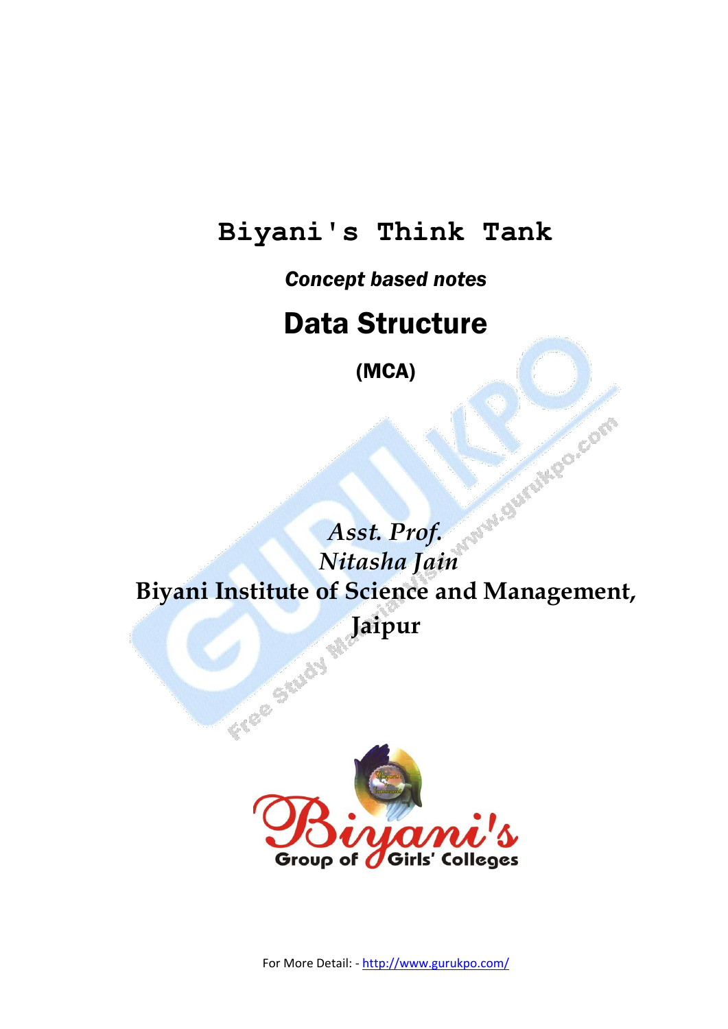# Biyani's Think Tank

***Concept based notes***

# Data Structure

**(MCA)**

*Asst. Prof.*
*Nitasha Jain*

**Biyani Institute of Science and Management, Jaipur**

For More Detail: - http://www.gurukpo.com/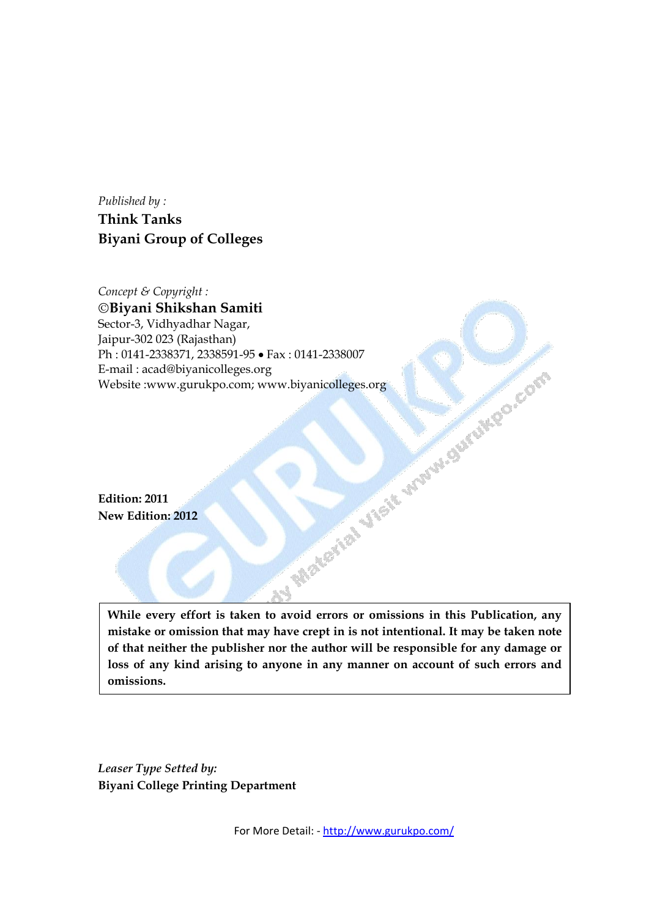*Published by :*

**Think Tanks**

**Biyani Group of Colleges**

*Concept & Copyright :*

**©Biyani Shikshan Samiti**

Sector-3, Vidhyadhar Nagar,

Jaipur-302 023 (Rajasthan)

Ph : 0141-2338371, 2338591-95 • Fax : 0141-2338007

E-mail : acad@biyanicolleges.org

Website :www.gurukpo.com; www.biyanicolleges.org

**Edition: 2011**

**New Edition: 2012**

**While every effort is taken to avoid errors or omissions in this Publication, any mistake or omission that may have crept in is not intentional. It may be taken note of that neither the publisher nor the author will be responsible for any damage or loss of any kind arising to anyone in any manner on account of such errors and omissions.**

***Leaser Type Setted by:***

**Biyani College Printing Department**

For More Detail: - http://www.gurukpo.com/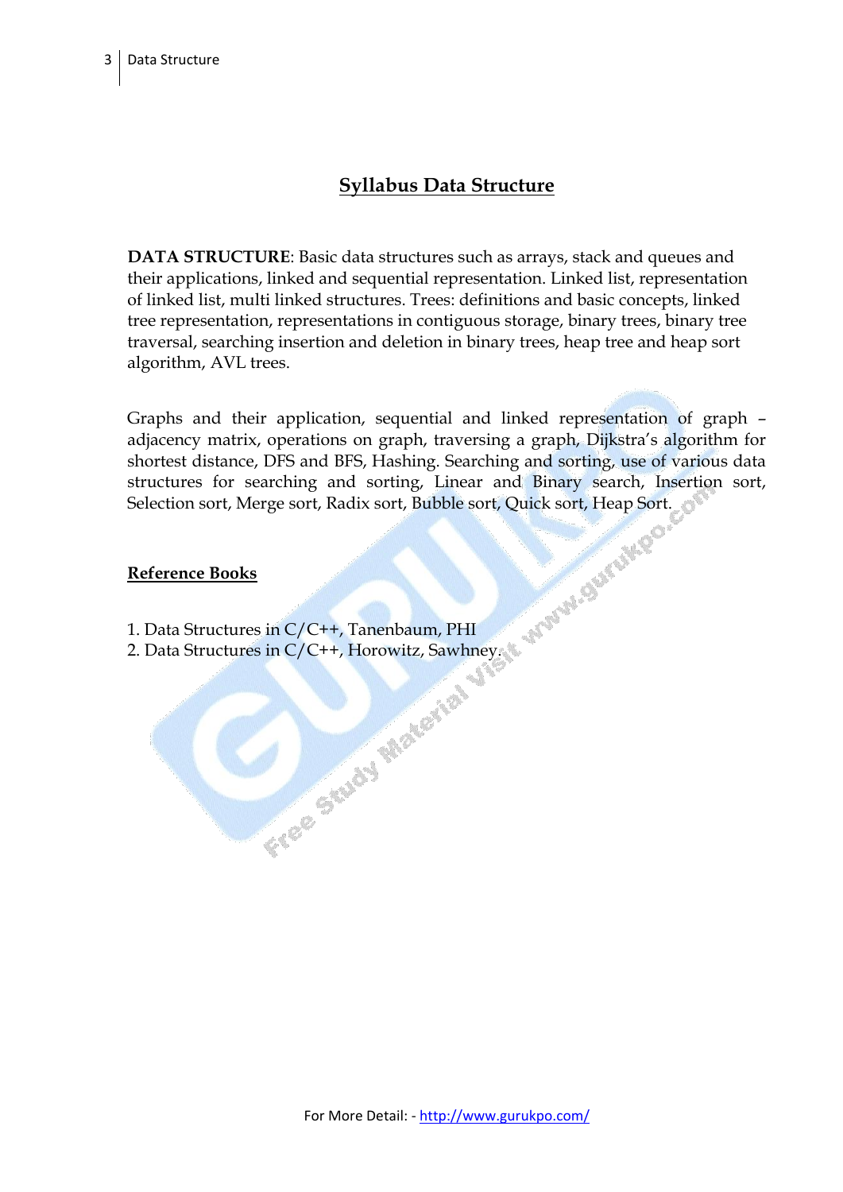## Syllabus Data Structure

**DATA STRUCTURE**: Basic data structures such as arrays, stack and queues and their applications, linked and sequential representation. Linked list, representation of linked list, multi linked structures. Trees: definitions and basic concepts, linked tree representation, representations in contiguous storage, binary trees, binary tree traversal, searching insertion and deletion in binary trees, heap tree and heap sort algorithm, AVL trees.

Graphs and their application, sequential and linked representation of graph – adjacency matrix, operations on graph, traversing a graph, Dijkstra's algorithm for shortest distance, DFS and BFS, Hashing. Searching and sorting, use of various data structures for searching and sorting, Linear and Binary search, Insertion sort, Selection sort, Merge sort, Radix sort, Bubble sort, Quick sort, Heap Sort.

**Reference Books**

1. Data Structures in C/C++, Tanenbaum, PHI
2. Data Structures in C/C++, Horowitz, Sawhney.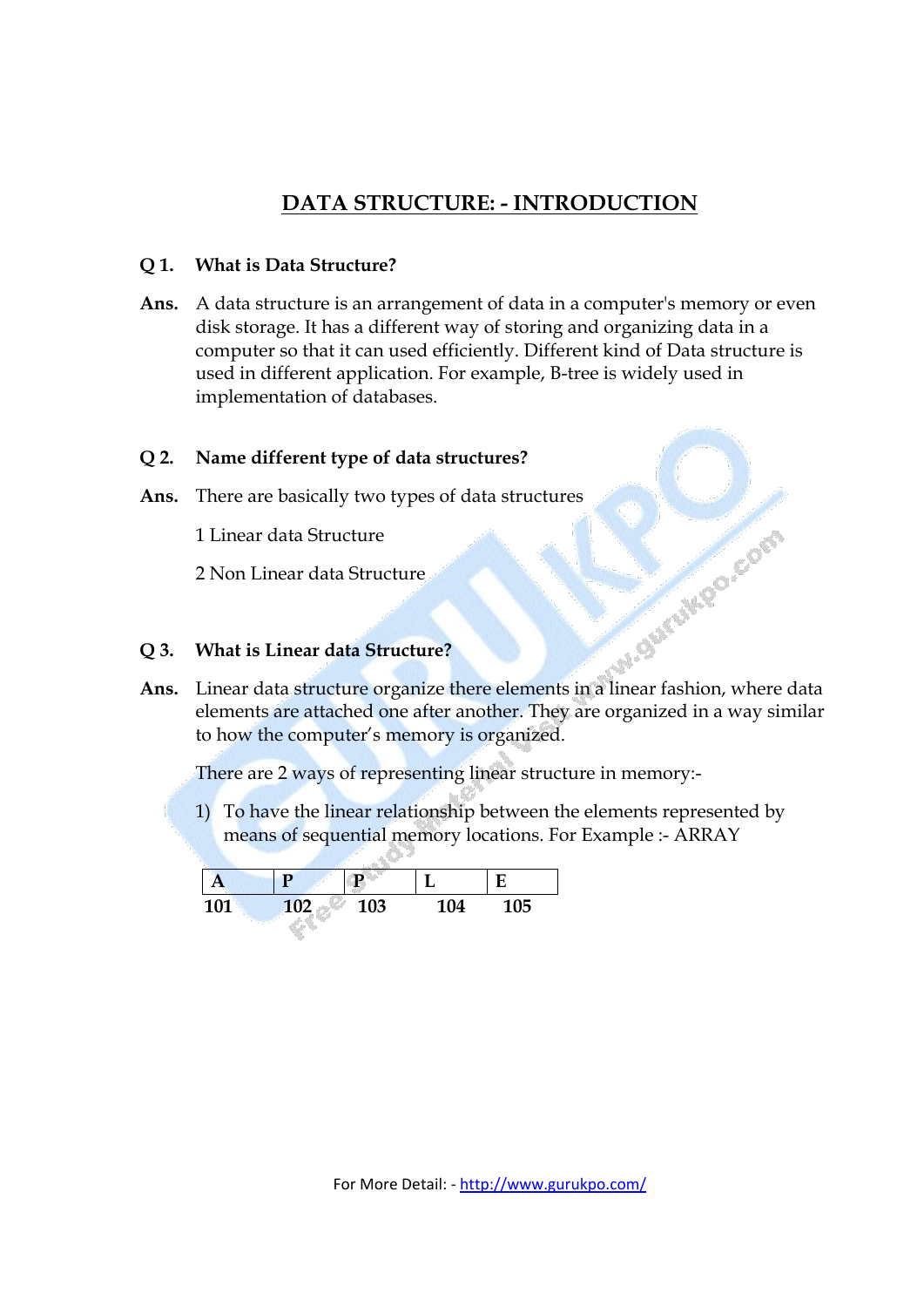# DATA STRUCTURE: - INTRODUCTION

**Q 1. What is Data Structure?**

**Ans.** A data structure is an arrangement of data in a computer's memory or even disk storage. It has a different way of storing and organizing data in a computer so that it can used efficiently. Different kind of Data structure is used in different application. For example, B-tree is widely used in implementation of databases.

**Q 2. Name different type of data structures?**

**Ans.** There are basically two types of data structures

1 Linear data Structure

2 Non Linear data Structure

**Q 3. What is Linear data Structure?**

**Ans.** Linear data structure organize there elements in a linear fashion, where data elements are attached one after another. They are organized in a way similar to how the computer's memory is organized.

There are 2 ways of representing linear structure in memory:-

1) To have the linear relationship between the elements represented by means of sequential memory locations. For Example :- ARRAY

| A | P | P | L | E |
|---|---|---|---|---|
| 101 | 102 | 103 | 104 | 105 |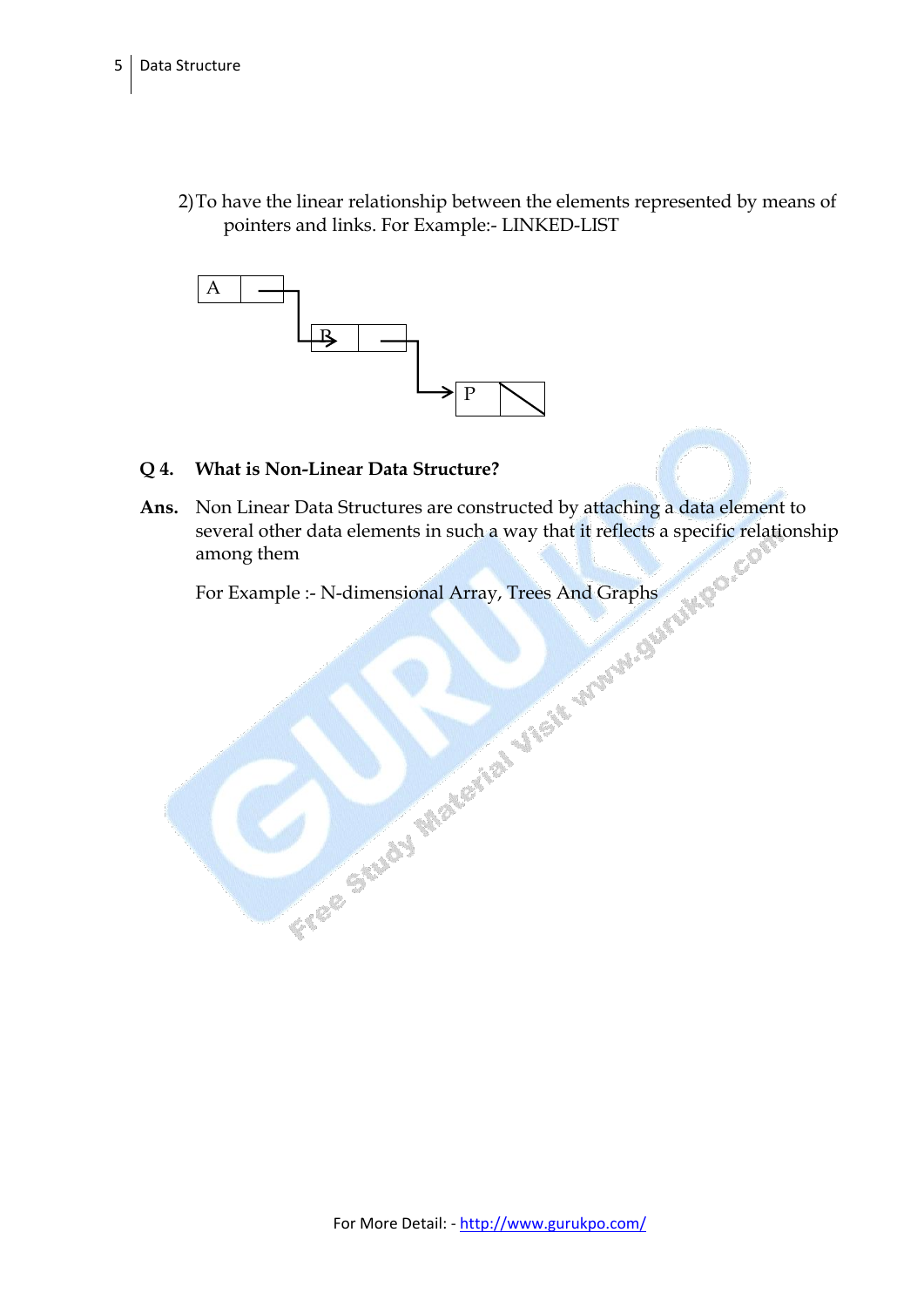2) To have the linear relationship between the elements represented by means of pointers and links. For Example:- LINKED-LIST

A → B → P

**Q 4. What is Non-Linear Data Structure?**

**Ans.** Non Linear Data Structures are constructed by attaching a data element to several other data elements in such a way that it reflects a specific relationship among them

For Example :- N-dimensional Array, Trees And Graphs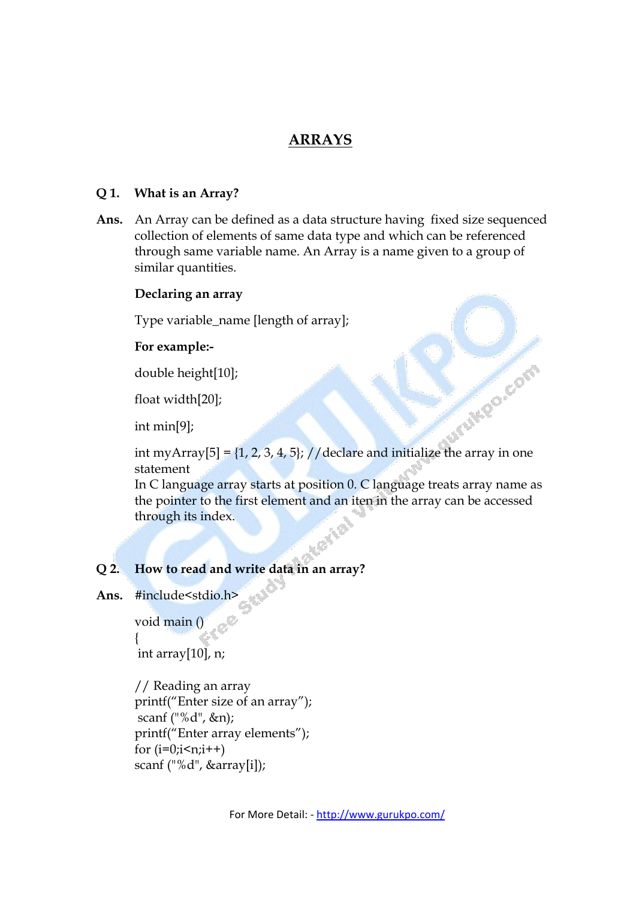## ARRAYS

**Q 1. What is an Array?**

**Ans.** An Array can be defined as a data structure having fixed size sequenced collection of elements of same data type and which can be referenced through same variable name. An Array is a name given to a group of similar quantities.

**Declaring an array**

Type variable_name [length of array];

**For example:-**

double height[10];

float width[20];

int min[9];

int myArray[5] = {1, 2, 3, 4, 5}; //declare and initialize the array in one statement

In C language array starts at position 0. C language treats array name as the pointer to the first element and an iten in the array can be accessed through its index.

**Q 2. How to read and write data in an array?**

**Ans.**

```
#include<stdio.h>

void main ()
{
 int array[10], n;

// Reading an array
printf("Enter size of an array");
 scanf ("%d", &n);
printf("Enter array elements");
for (i=0;i<n;i++)
scanf ("%d", &array[i]);
```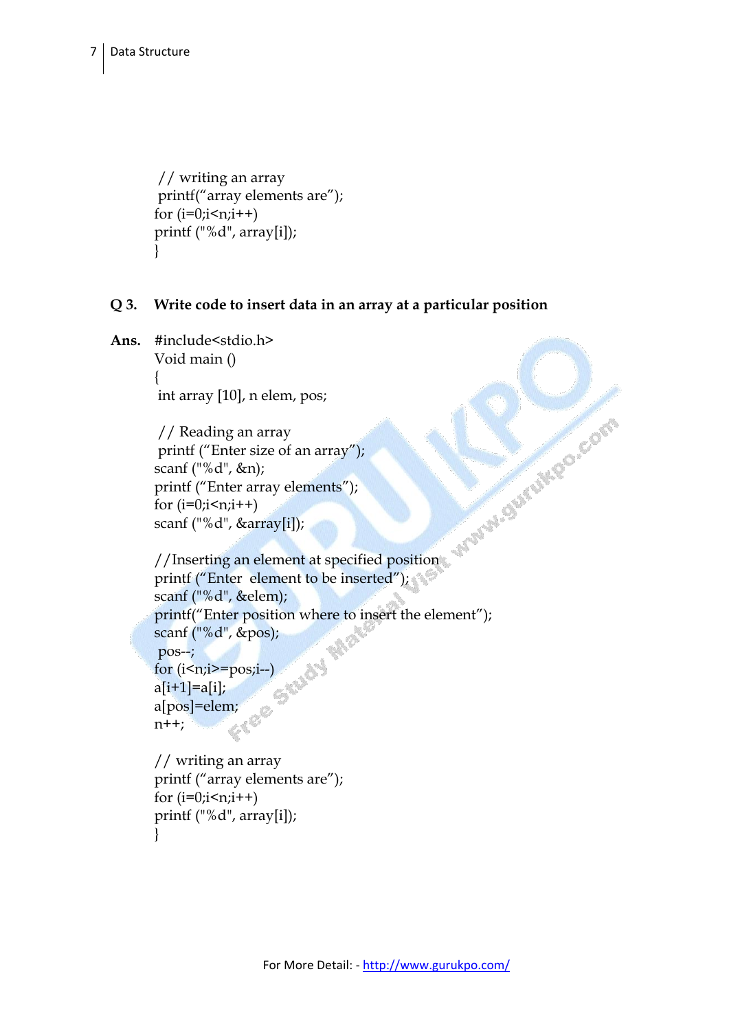```
 // writing an array
 printf("array elements are");
for (i=0;i<n;i++)
printf ("%d", array[i]);
}
```

**Q 3. Write code to insert data in an array at a particular position**

**Ans.**

```
#include<stdio.h>
Void main ()
{
 int array [10], n elem, pos;

 // Reading an array
 printf ("Enter size of an array");
scanf ("%d", &n);
printf ("Enter array elements");
for (i=0;i<n;i++)
scanf ("%d", &array[i]);

//Inserting an element at specified position
printf ("Enter  element to be inserted");
scanf ("%d", &elem);
printf("Enter position where to insert the element");
scanf ("%d", &pos);
 pos--;
for (i<n;i>=pos;i--)
a[i+1]=a[i];
a[pos]=elem;
n++;

// writing an array
printf ("array elements are");
for (i=0;i<n;i++)
printf ("%d", array[i]);
}
```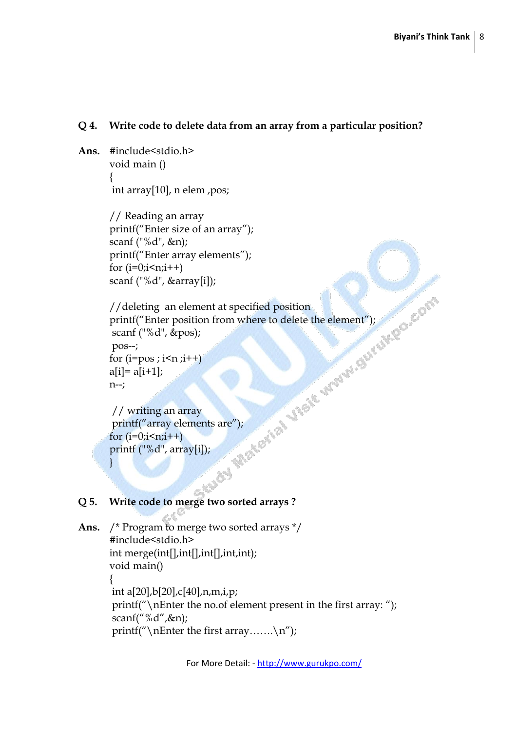**Q 4. Write code to delete data from an array from a particular position?**

**Ans.**

```
#include<stdio.h>
void main ()
{
 int array[10], n elem ,pos;

// Reading an array
printf("Enter size of an array");
scanf ("%d", &n);
printf("Enter array elements");
for (i=0;i<n;i++)
scanf ("%d", &array[i]);

//deleting  an element at specified position
printf("Enter position from where to delete the element");
 scanf ("%d", &pos);
 pos--;
for (i=pos ; i<n ;i++)
a[i]= a[i+1];
n--;

 // writing an array
 printf("array elements are");
for (i=0;i<n;i++)
printf ("%d", array[i]);
}
```

**Q 5. Write code to merge two sorted arrays ?**

**Ans.**

```
/* Program to merge two sorted arrays */
#include<stdio.h>
int merge(int[],int[],int[],int,int);
void main()
{
 int a[20],b[20],c[40],n,m,i,p;
 printf("\nEnter the no.of element present in the first array: ");
 scanf("%d",&n);
 printf("\nEnter the first array.......\n");
```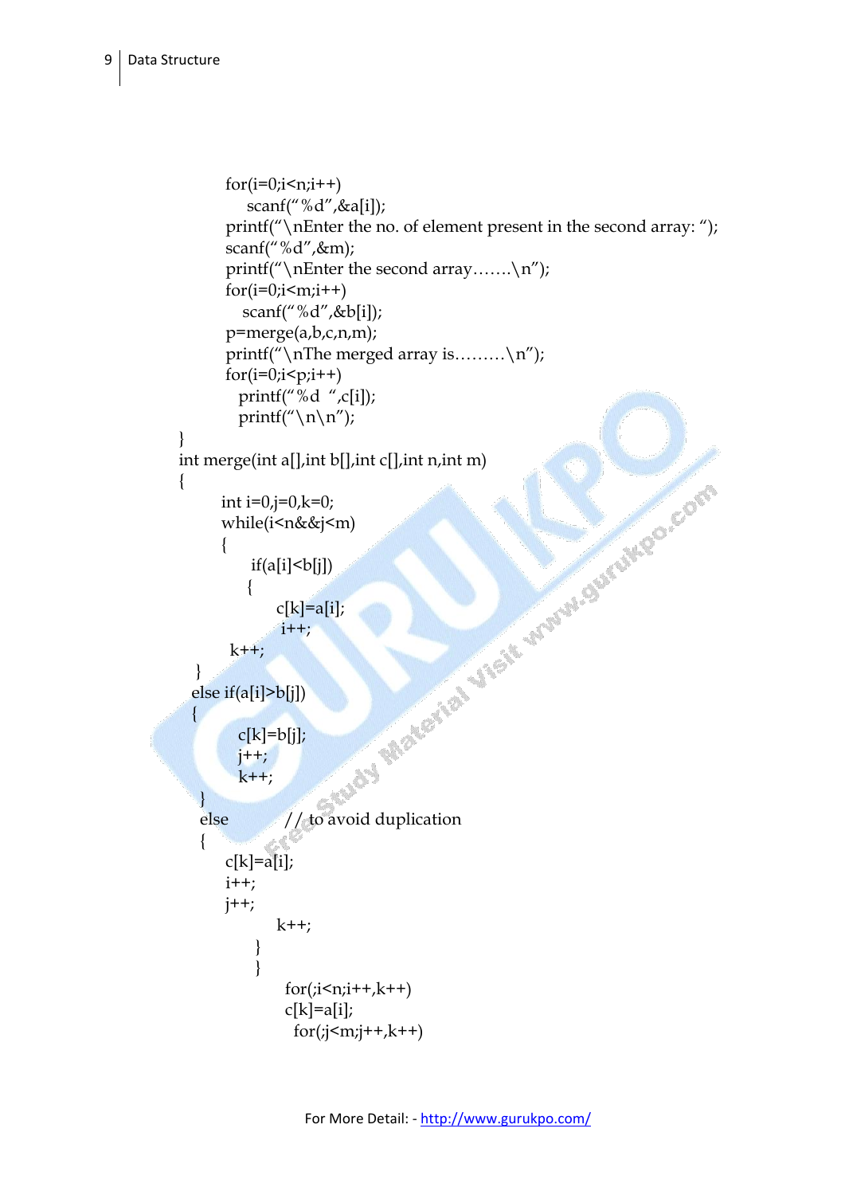```
        for(i=0;i<n;i++)
            scanf("%d",&a[i]);
        printf("\nEnter the no. of element present in the second array: ");
        scanf("%d",&m);
        printf("\nEnter the second array…….\n");
        for(i=0;i<m;i++)
            scanf("%d",&b[i]);
        p=merge(a,b,c,n,m);
        printf("\nThe merged array is………\n");
        for(i=0;i<p;i++)
            printf("%d  ",c[i]);
            printf("\n\n");
}
int merge(int a[],int b[],int c[],int n,int m)
{
        int i=0,j=0,k=0;
        while(i<n&&j<m)
        {
            if(a[i]<b[j])
            {
                c[k]=a[i];
                i++;
            k++;
    }
    else if(a[i]>b[j])
    {
            c[k]=b[j];
            j++;
            k++;
    }
    else          // to avoid duplication
    {
        c[k]=a[i];
        i++;
        j++;
                k++;
            }
            }
                for(;i<n;i++,k++)
                c[k]=a[i];
                for(;j<m;j++,k++)
```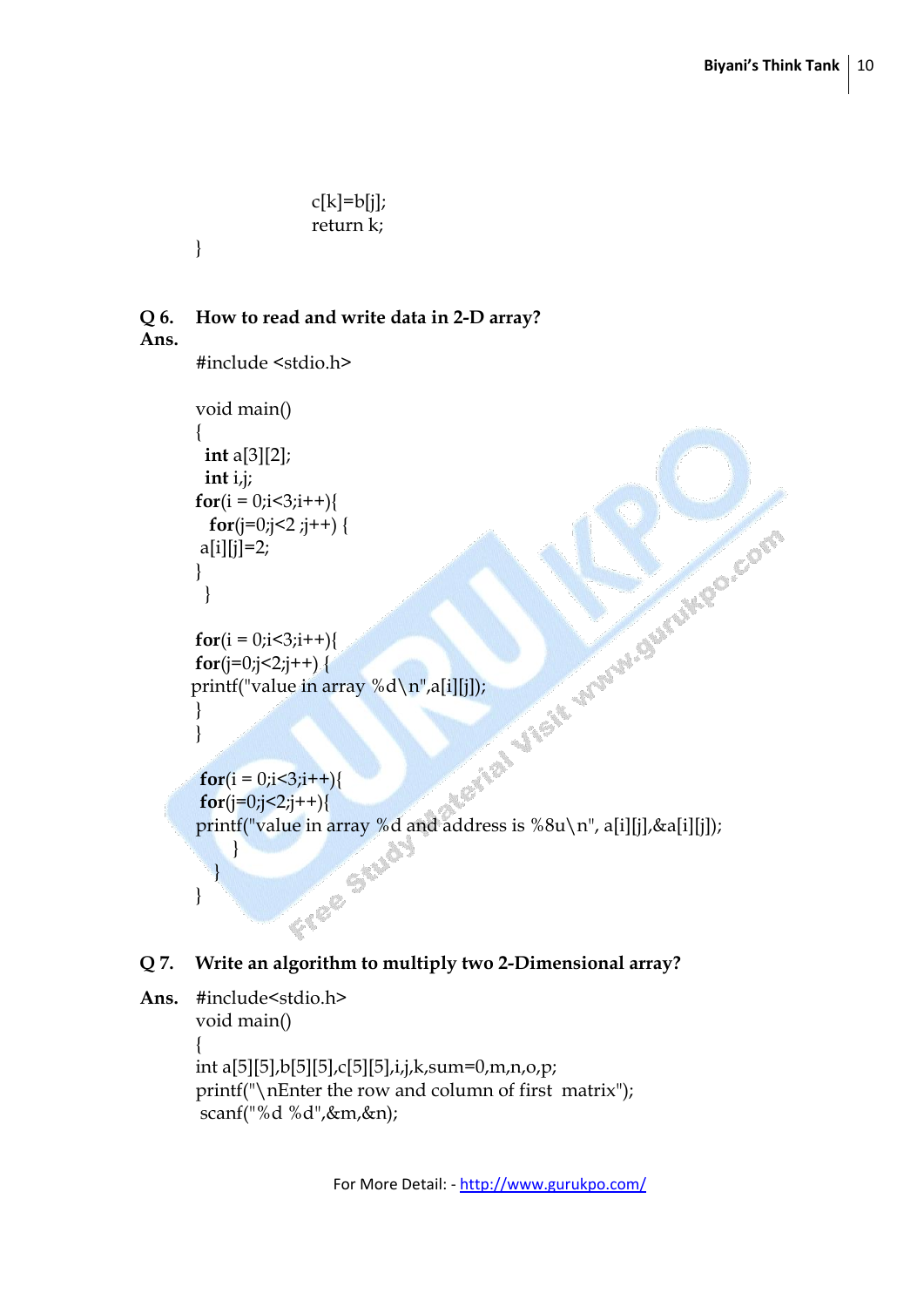```
            c[k]=b[j];
            return k;
}
```

**Q 6. How to read and write data in 2-D array?**

**Ans.**

```
#include <stdio.h>

void main()
{
 int a[3][2];
 int i,j;
for(i = 0;i<3;i++){
  for(j=0;j<2 ;j++) {
 a[i][j]=2;
}
 }

for(i = 0;i<3;i++){
for(j=0;j<2;j++) {
printf("value in array %d\n",a[i][j]);
}
}

 for(i = 0;i<3;i++){
 for(j=0;j<2;j++){
printf("value in array %d and address is %8u\n", a[i][j],&a[i][j]);
     }
   }
}
```

**Q 7. Write an algorithm to multiply two 2-Dimensional array?**

**Ans.**

```
#include<stdio.h>
void main()
{
int a[5][5],b[5][5],c[5][5],i,j,k,sum=0,m,n,o,p;
printf("\nEnter the row and column of first  matrix");
 scanf("%d %d",&m,&n);
```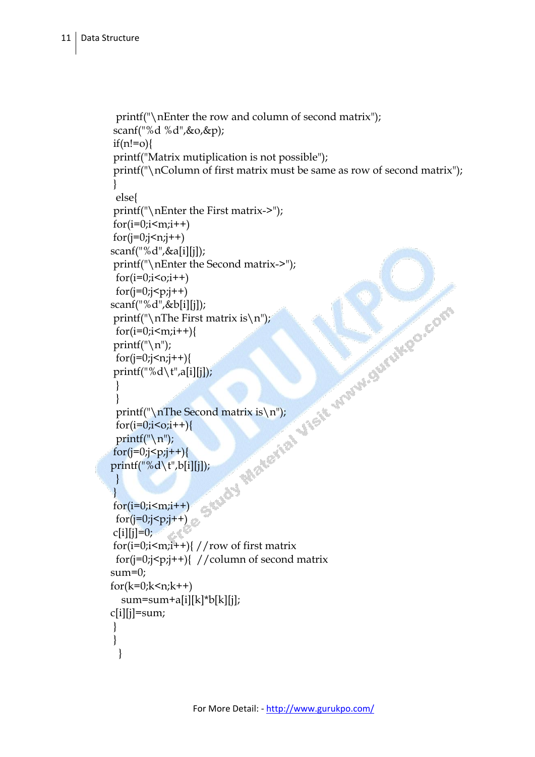```
printf("\nEnter the row and column of second matrix");
scanf("%d %d",&o,&p);
if(n!=o){
printf("Matrix mutiplication is not possible");
printf("\nColumn of first matrix must be same as row of second matrix");
}
else{
printf("\nEnter the First matrix->");
for(i=0;i<m;i++)
for(j=0;j<n;j++)
scanf("%d",&a[i][j]);
printf("\nEnter the Second matrix->");
for(i=0;i<o;i++)
for(j=0;j<p;j++)
scanf("%d",&b[i][j]);
printf("\nThe First matrix is\n");
for(i=0;i<m;i++){
printf("\n");
for(j=0;j<n;j++){
printf("%d\t",a[i][j]);
}
}
printf("\nThe Second matrix is\n");
for(i=0;i<o;i++){
printf("\n");
for(j=0;j<p;j++){
printf("%d\t",b[i][j]);
}
}
for(i=0;i<m;i++)
for(j=0;j<p;j++)
c[i][j]=0;
for(i=0;i<m;i++){ //row of first matrix
for(j=0;j<p;j++){  //column of second matrix
sum=0;
for(k=0;k<n;k++)
   sum=sum+a[i][k]*b[k][j];
c[i][j]=sum;
}
}
}
```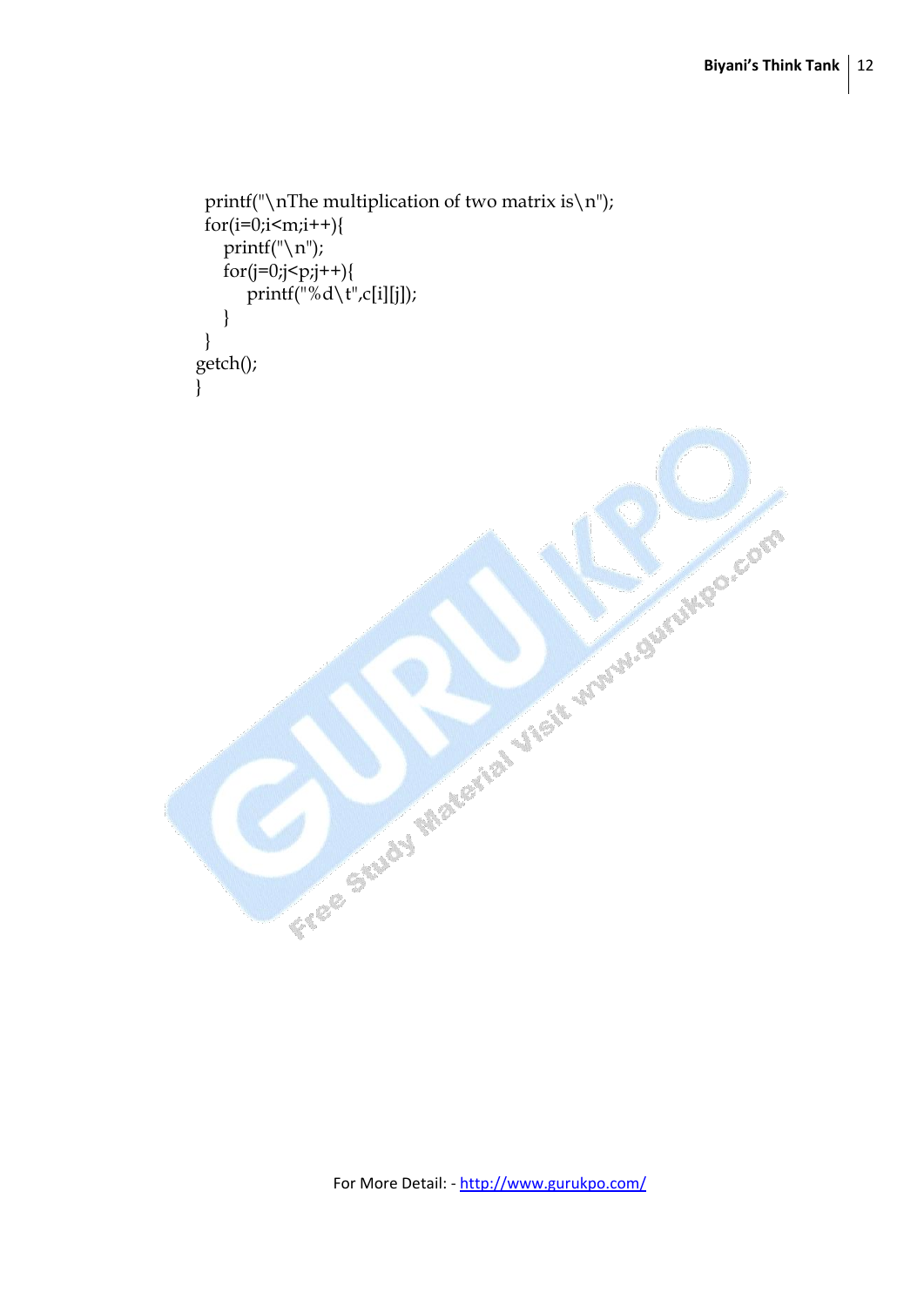```
 printf("\nThe multiplication of two matrix is\n");
 for(i=0;i<m;i++){
    printf("\n");
    for(j=0;j<p;j++){
        printf("%d\t",c[i][j]);
    }
 }
getch();
}
```

For More Detail: - http://www.gurukpo.com/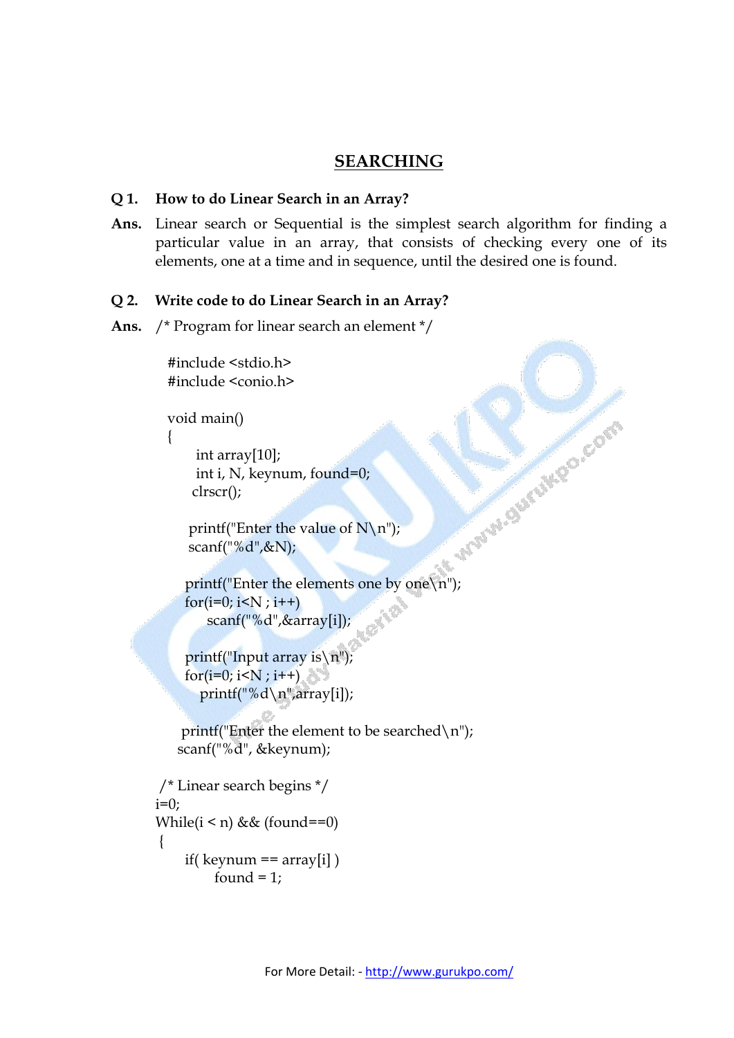# SEARCHING

**Q 1. How to do Linear Search in an Array?**

**Ans.** Linear search or Sequential is the simplest search algorithm for finding a particular value in an array, that consists of checking every one of its elements, one at a time and in sequence, until the desired one is found.

**Q 2. Write code to do Linear Search in an Array?**

**Ans.** /* Program for linear search an element */

```
#include <stdio.h>
#include <conio.h>

void main()
{
     int array[10];
     int i, N, keynum, found=0;
     clrscr();

     printf("Enter the value of N\n");
     scanf("%d",&N);

     printf("Enter the elements one by one\n");
     for(i=0; i<N ; i++)
         scanf("%d",&array[i]);

     printf("Input array is\n");
     for(i=0; i<N ; i++)
        printf("%d\n",array[i]);

     printf("Enter the element to be searched\n");
     scanf("%d", &keynum);

/* Linear search begins */
i=0;
While(i < n) && (found==0)
{
     if( keynum == array[i] )
          found = 1;
```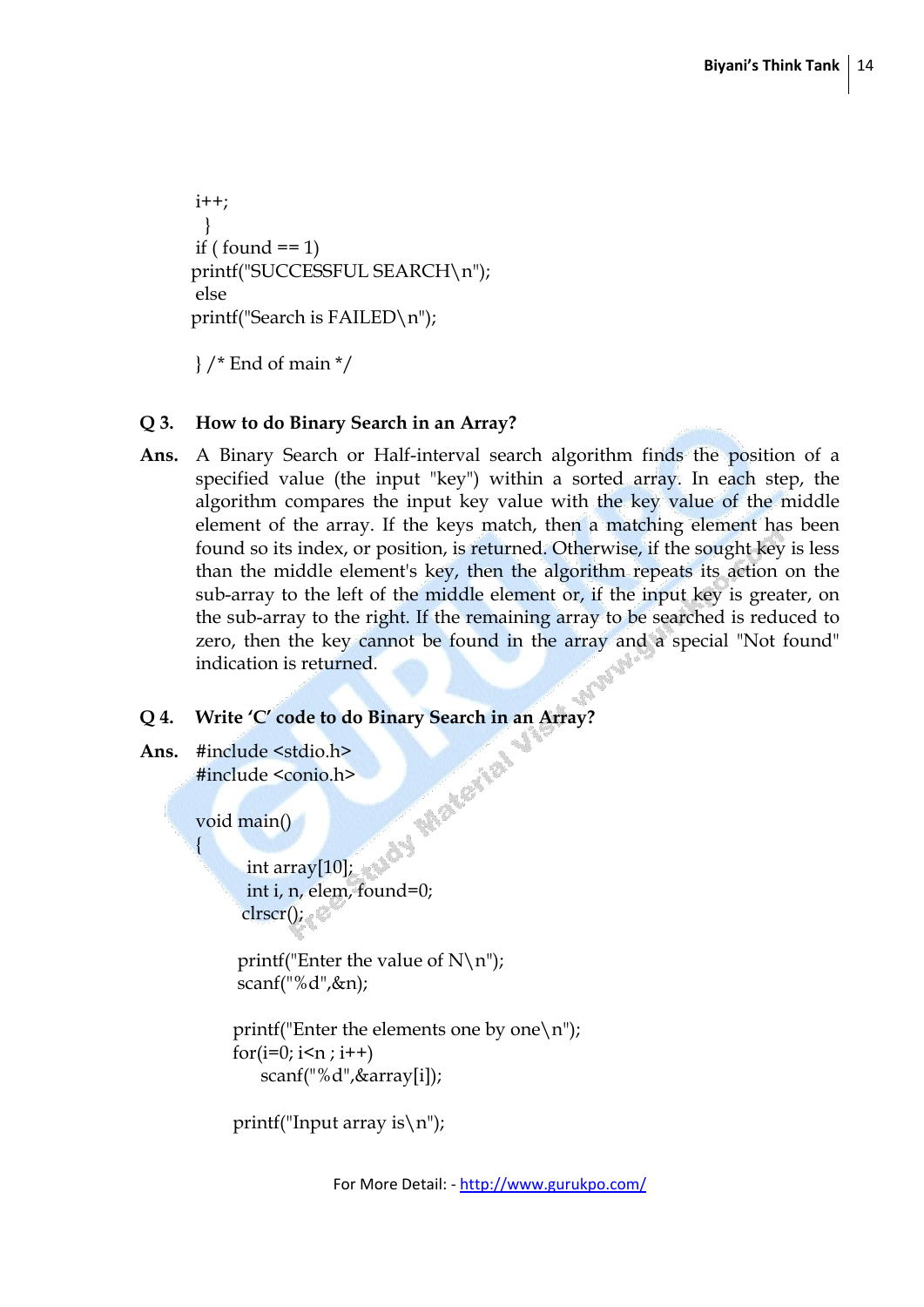```
i++;
  }
 if ( found == 1)
printf("SUCCESSFUL SEARCH\n");
 else
printf("Search is FAILED\n");

 } /* End of main */
```

**Q 3. How to do Binary Search in an Array?**

**Ans.** A Binary Search or Half-interval search algorithm finds the position of a specified value (the input "key") within a sorted array. In each step, the algorithm compares the input key value with the key value of the middle element of the array. If the keys match, then a matching element has been found so its index, or position, is returned. Otherwise, if the sought key is less than the middle element's key, then the algorithm repeats its action on the sub-array to the left of the middle element or, if the input key is greater, on the sub-array to the right. If the remaining array to be searched is reduced to zero, then the key cannot be found in the array and a special "Not found" indication is returned.

**Q 4. Write 'C' code to do Binary Search in an Array?**

**Ans.**

```
#include <stdio.h>
#include <conio.h>

void main()
{
    int array[10];
    int i, n, elem, found=0;
   clrscr();

   printf("Enter the value of N\n");
   scanf("%d",&n);

  printf("Enter the elements one by one\n");
  for(i=0; i<n ; i++)
      scanf("%d",&array[i]);

  printf("Input array is\n");
```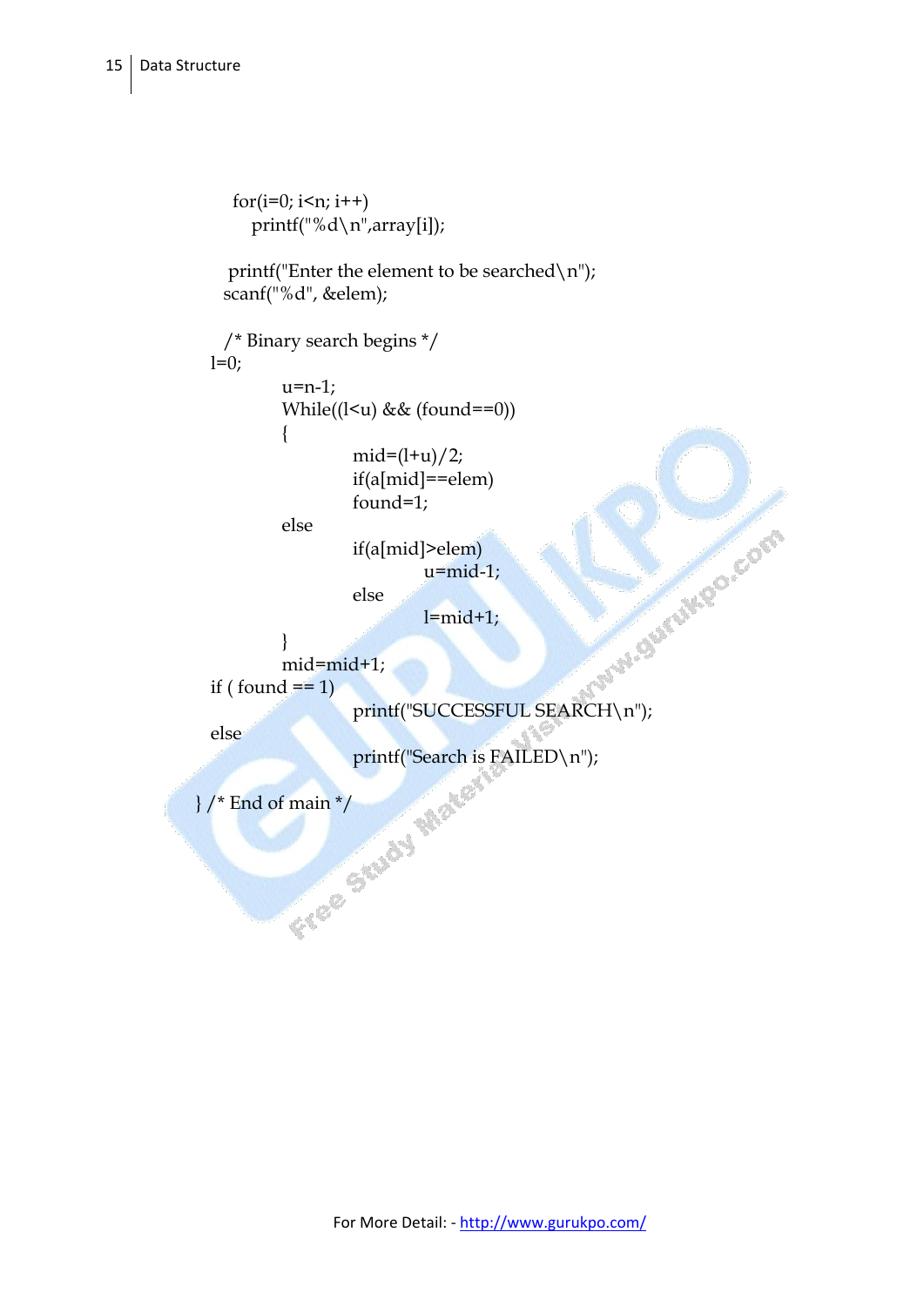```
  for(i=0; i<n; i++)
     printf("%d\n",array[i]);

  printf("Enter the element to be searched\n");
 scanf("%d", &elem);

 /* Binary search begins */
l=0;
        u=n-1;
        While((l<u) && (found==0))
        {
                mid=(l+u)/2;
                if(a[mid]==elem)
                found=1;
        else
                if(a[mid]>elem)
                        u=mid-1;
                else
                        l=mid+1;
        }
        mid=mid+1;
if ( found == 1)
                printf("SUCCESSFUL SEARCH\n");
else
                printf("Search is FAILED\n");

} /* End of main */
```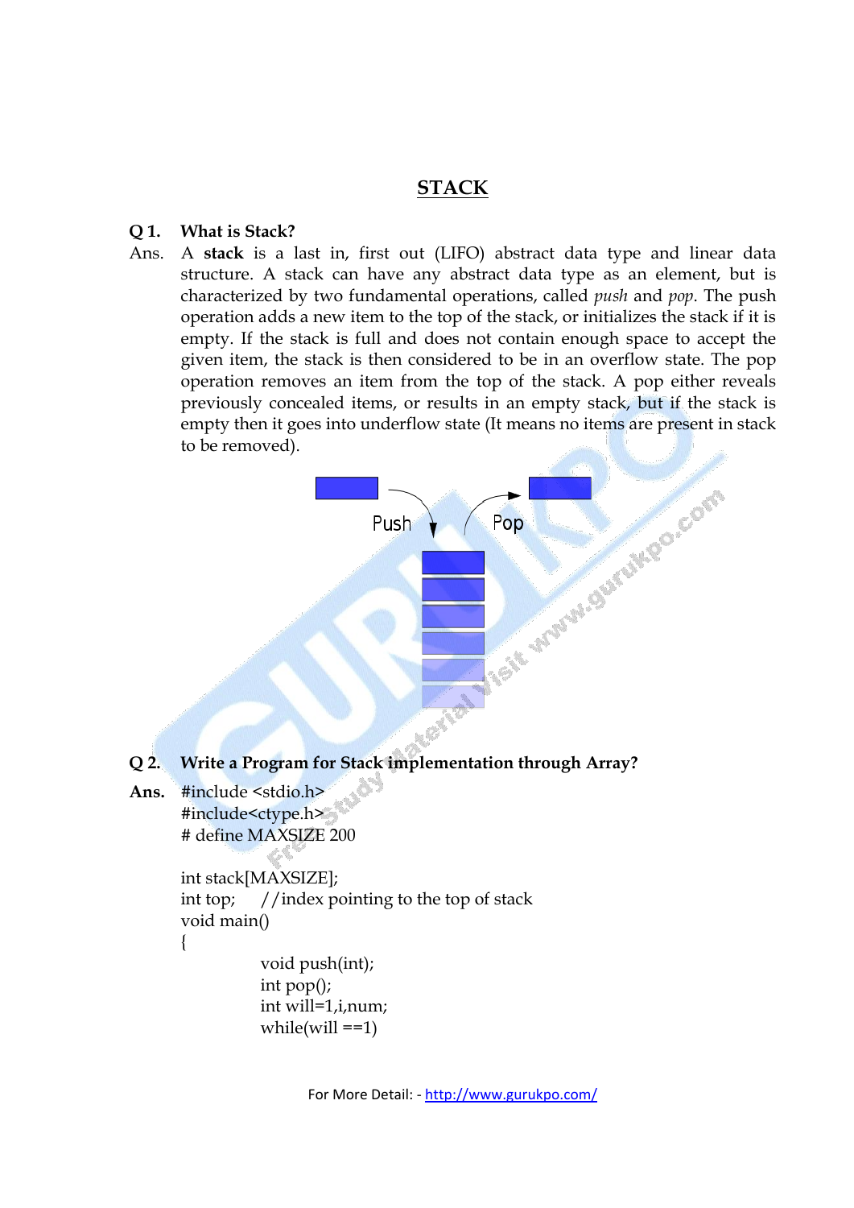# STACK

**Q 1. What is Stack?**

Ans. A **stack** is a last in, first out (LIFO) abstract data type and linear data structure. A stack can have any abstract data type as an element, but is characterized by two fundamental operations, called *push* and *pop*. The push operation adds a new item to the top of the stack, or initializes the stack if it is empty. If the stack is full and does not contain enough space to accept the given item, the stack is then considered to be in an overflow state. The pop operation removes an item from the top of the stack. A pop either reveals previously concealed items, or results in an empty stack, but if the stack is empty then it goes into underflow state (It means no items are present in stack to be removed).

Push Pop

**Q 2. Write a Program for Stack implementation through Array?**

**Ans.**

```
#include <stdio.h>
#include<ctype.h>
# define MAXSIZE 200

int stack[MAXSIZE];
int top;    //index pointing to the top of stack
void main()
{
        void push(int);
        int pop();
        int will=1,i,num;
        while(will ==1)
```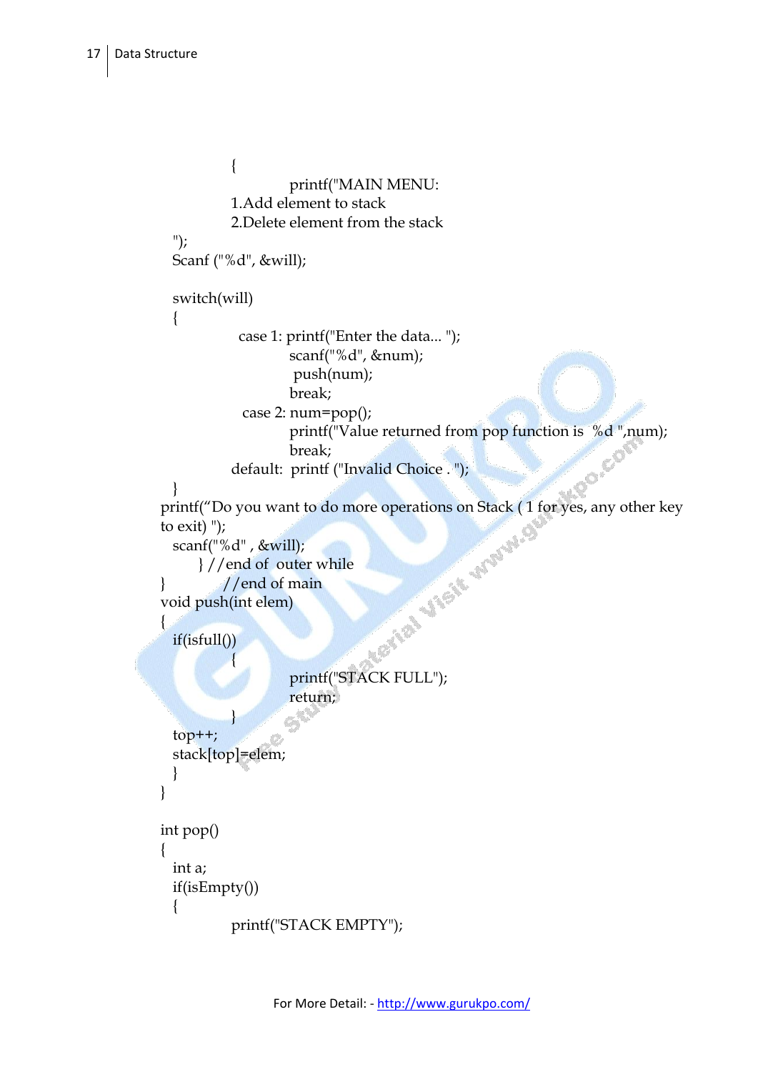```
        {
                printf("MAIN MENU:
        1.Add element to stack
        2.Delete element from the stack
  ");
  Scanf ("%d", &will);

  switch(will)
  {
            case 1: printf("Enter the data... ");
                    scanf("%d", &num);
                     push(num);
                    break;
             case 2: num=pop();
                    printf("Value returned from pop function is  %d ",num);
                    break;
          default:  printf ("Invalid Choice . ");
  }
printf("Do you want to do more operations on Stack ( 1 for yes, any other key
to exit) ");
  scanf("%d" , &will);
       } //end of  outer while
}           //end of main
void push(int elem)
{
  if(isfull())
          {
                printf("STACK FULL");
                return;
          }
  top++;
  stack[top]=elem;
  }
}

int pop()
{
  int a;
  if(isEmpty())
  {
          printf("STACK EMPTY");
```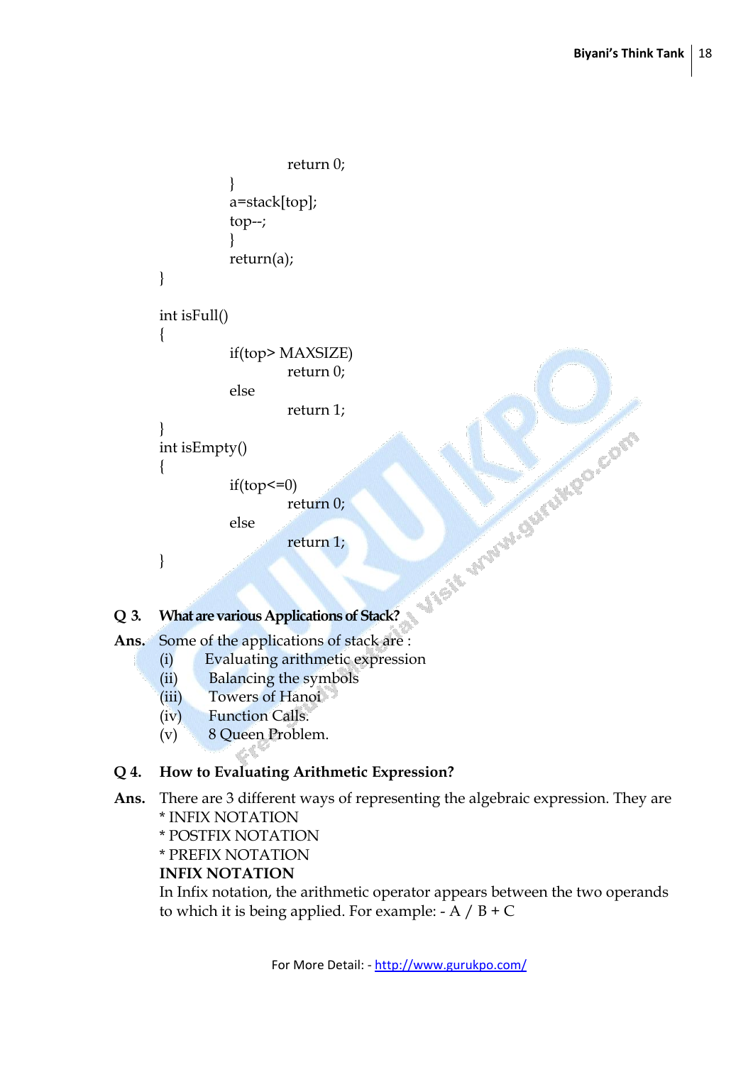```
            return 0;
        }
        a=stack[top];
        top--;
        }
        return(a);
}

int isFull()
{
        if(top> MAXSIZE)
            return 0;
        else
            return 1;
}
int isEmpty()
{
        if(top<=0)
            return 0;
        else
            return 1;
}
```

**Q 3. What are various Applications of Stack?**

**Ans.** Some of the applications of stack are :

(i) Evaluating arithmetic expression
(ii) Balancing the symbols
(iii) Towers of Hanoi
(iv) Function Calls.
(v) 8 Queen Problem.

**Q 4. How to Evaluating Arithmetic Expression?**

**Ans.** There are 3 different ways of representing the algebraic expression. They are

* INFIX NOTATION
* POSTFIX NOTATION
* PREFIX NOTATION

**INFIX NOTATION**

In Infix notation, the arithmetic operator appears between the two operands to which it is being applied. For example: - A / B + C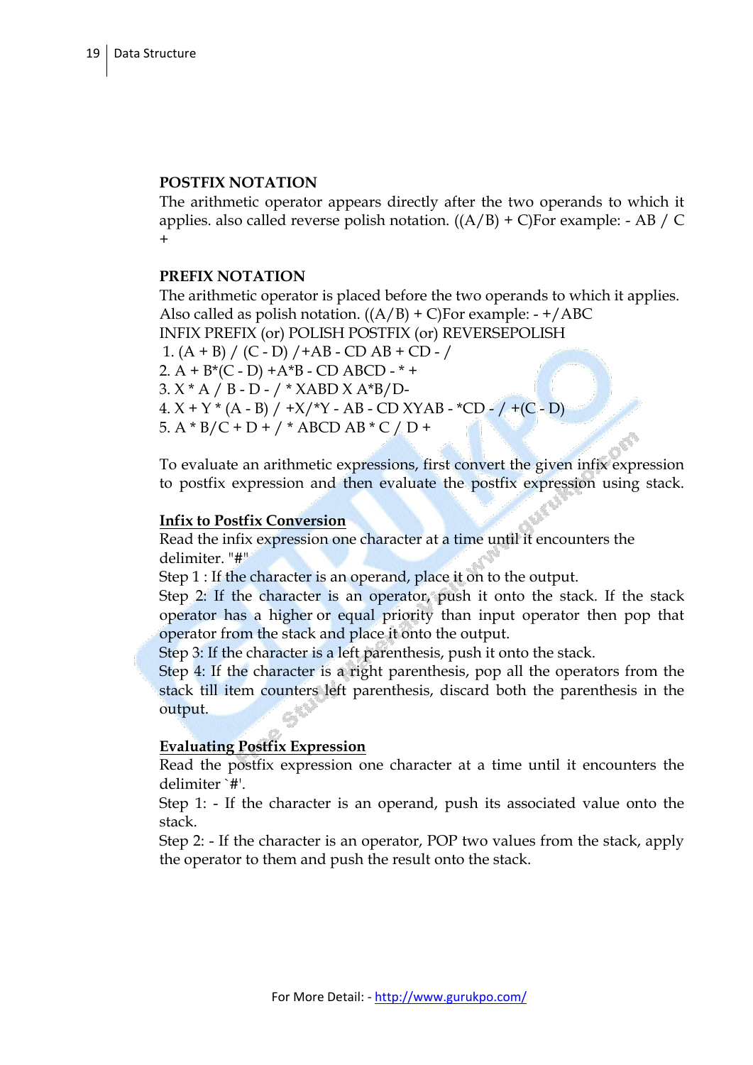**POSTFIX NOTATION**

The arithmetic operator appears directly after the two operands to which it applies. also called reverse polish notation. ((A/B) + C)For example: - AB / C +

**PREFIX NOTATION**

The arithmetic operator is placed before the two operands to which it applies. Also called as polish notation. ((A/B) + C)For example: - +/ABC

INFIX PREFIX (or) POLISH POSTFIX (or) REVERSEPOLISH

1. (A + B) / (C - D) /+AB - CD AB + CD - /
2. A + B*(C - D) +A*B - CD ABCD - * +
3. X * A / B - D - / * XABD X A*B/D-
4. X + Y * (A - B) / +X/*Y - AB - CD XYAB - *CD - / +(C - D)
5. A * B/C + D + / * ABCD AB * C / D +

To evaluate an arithmetic expressions, first convert the given infix expression to postfix expression and then evaluate the postfix expression using stack.

**Infix to Postfix Conversion**

Read the infix expression one character at a time until it encounters the delimiter. "#"

Step 1 : If the character is an operand, place it on to the output.

Step 2: If the character is an operator, push it onto the stack. If the stack operator has a higher or equal priority than input operator then pop that operator from the stack and place it onto the output.

Step 3: If the character is a left parenthesis, push it onto the stack.

Step 4: If the character is a right parenthesis, pop all the operators from the stack till item counters left parenthesis, discard both the parenthesis in the output.

**Evaluating Postfix Expression**

Read the postfix expression one character at a time until it encounters the delimiter `#'.

Step 1: - If the character is an operand, push its associated value onto the stack.

Step 2: - If the character is an operator, POP two values from the stack, apply the operator to them and push the result onto the stack.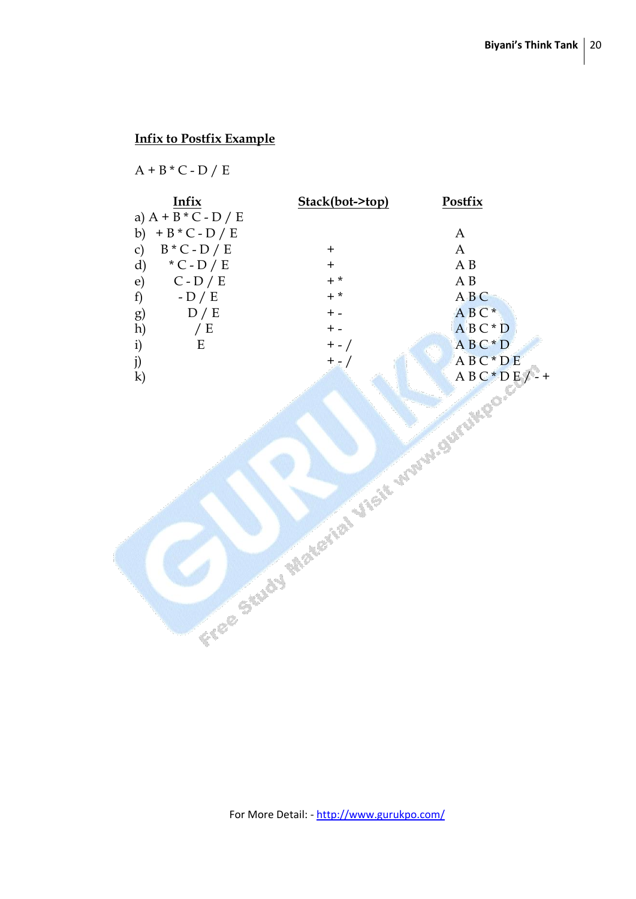**Infix to Postfix Example**

A + B * C - D / E

| Infix | Stack(bot->top) | Postfix |
|---|---|---|
| a) A + B * C - D / E | | |
| b) + B * C - D / E | | A |
| c) B * C - D / E | + | A |
| d) * C - D / E | + | A B |
| e) C - D / E | + * | A B |
| f) - D / E | + * | A B C |
| g) D / E | + - | A B C * |
| h) / E | + - | A B C * D |
| i) E | + - / | A B C * D |
| j) | + - / | A B C * D E |
| k) | | A B C * D E / - + |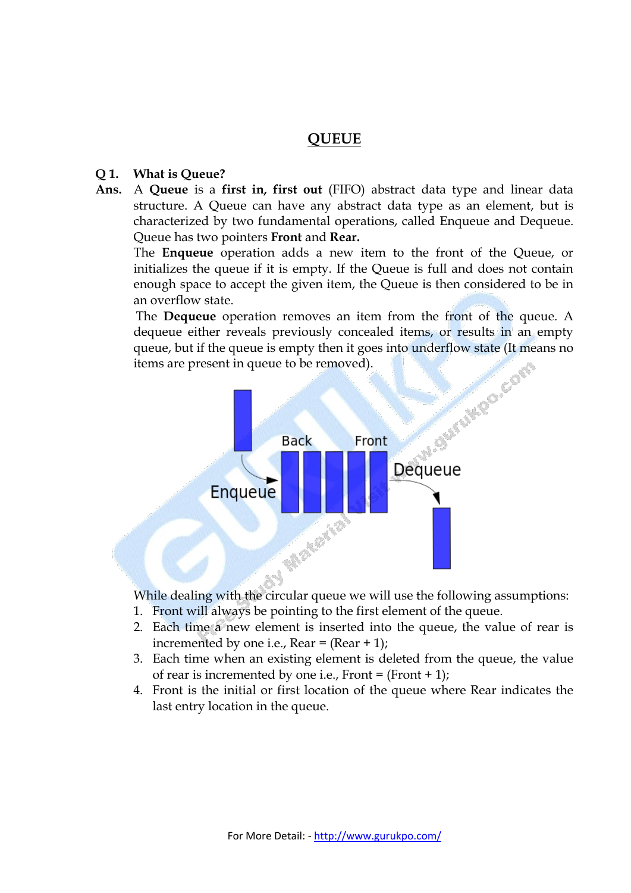# QUEUE

**Q 1. What is Queue?**

**Ans.** A **Queue** is a **first in, first out** (FIFO) abstract data type and linear data structure. A Queue can have any abstract data type as an element, but is characterized by two fundamental operations, called Enqueue and Dequeue. Queue has two pointers **Front** and **Rear.**

The **Enqueue** operation adds a new item to the front of the Queue, or initializes the queue if it is empty. If the Queue is full and does not contain enough space to accept the given item, the Queue is then considered to be in an overflow state.

The **Dequeue** operation removes an item from the front of the queue. A dequeue either reveals previously concealed items, or results in an empty queue, but if the queue is empty then it goes into underflow state (It means no items are present in queue to be removed).

While dealing with the circular queue we will use the following assumptions:

1. Front will always be pointing to the first element of the queue.
2. Each time a new element is inserted into the queue, the value of rear is incremented by one i.e., Rear = (Rear + 1);
3. Each time when an existing element is deleted from the queue, the value of rear is incremented by one i.e., Front = (Front + 1);
4. Front is the initial or first location of the queue where Rear indicates the last entry location in the queue.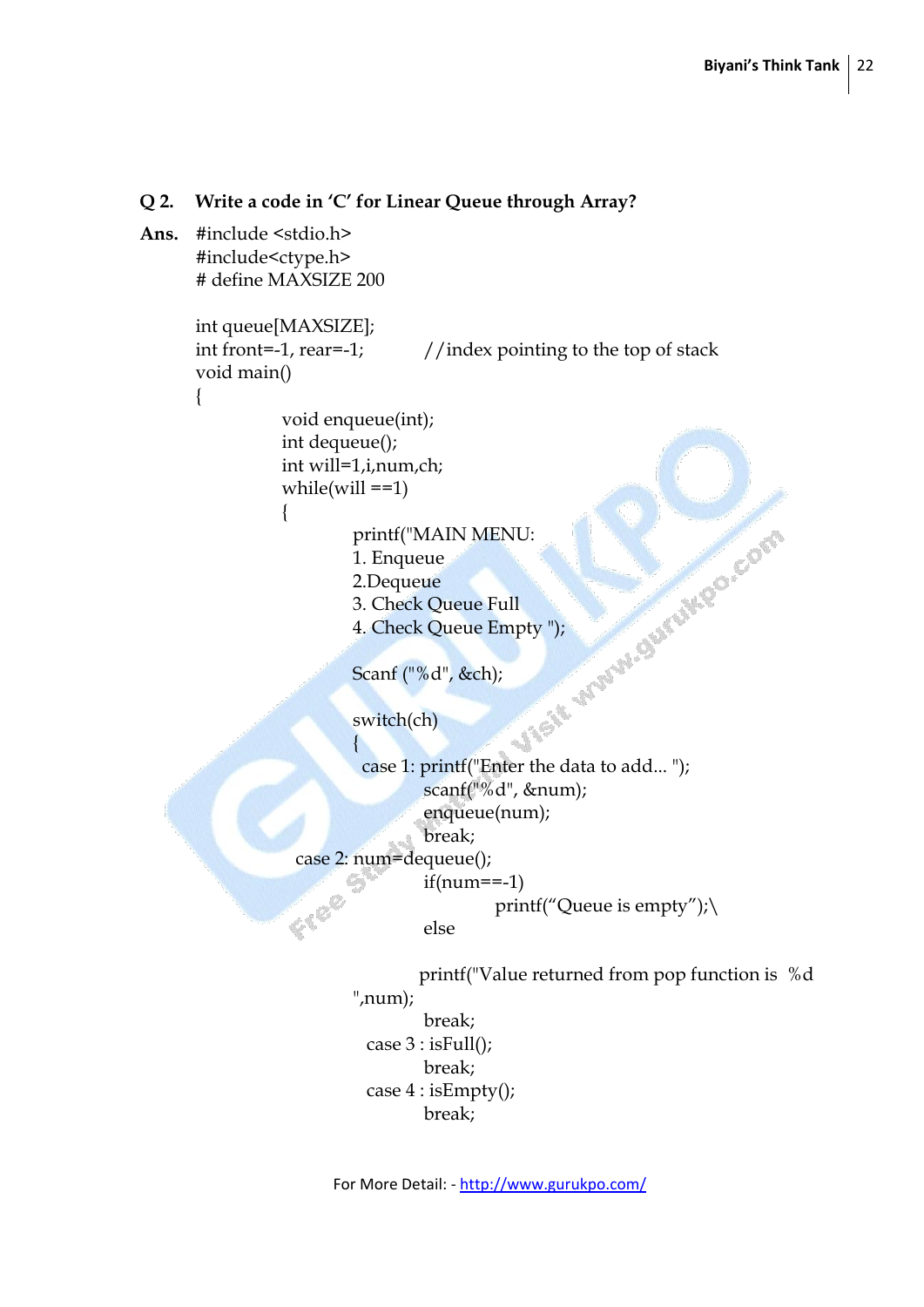**Q 2. Write a code in 'C' for Linear Queue through Array?**

**Ans.**

```
#include <stdio.h>
#include<ctype.h>
# define MAXSIZE 200

int queue[MAXSIZE];
int front=-1, rear=-1;          //index pointing to the top of stack
void main()
{
            void enqueue(int);
            int dequeue();
            int will=1,i,num,ch;
            while(will ==1)
            {
                        printf("MAIN MENU:
                        1. Enqueue
                        2.Dequeue
                        3. Check Queue Full
                        4. Check Queue Empty ");

                        Scanf ("%d", &ch);

                        switch(ch)
                        {
                         case 1: printf("Enter the data to add... ");
                                    scanf("%d", &num);
                                    enqueue(num);
                                    break;
            case 2: num=dequeue();
                                    if(num==-1)
                                                printf("Queue is empty");\
                                    else

                                    printf("Value returned from pop function is  %d
                        ",num);
                                    break;
                          case 3 : isFull();
                                    break;
                          case 4 : isEmpty();
                                    break;
```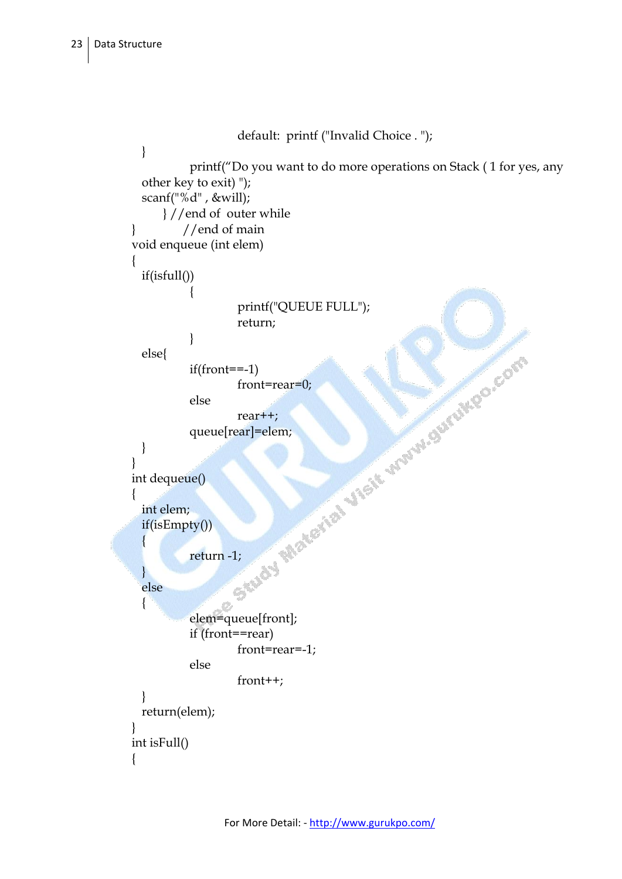```
                default:  printf ("Invalid Choice . ");
    }
        printf("Do you want to do more operations on Stack ( 1 for yes, any
    other key to exit) ");
    scanf("%d" , &will);
      } //end of  outer while
}         //end of main
void enqueue (int elem)
{
    if(isfull())
        {
            printf("QUEUE FULL");
            return;
        }
    else{
        if(front==-1)
            front=rear=0;
        else
            rear++;
        queue[rear]=elem;
    }
}
int dequeue()
{
    int elem;
    if(isEmpty())
    {
        return -1;
    }
    else
    {
        elem=queue[front];
        if (front==rear)
            front=rear=-1;
        else
            front++;
    }
    return(elem);
}
int isFull()
{
```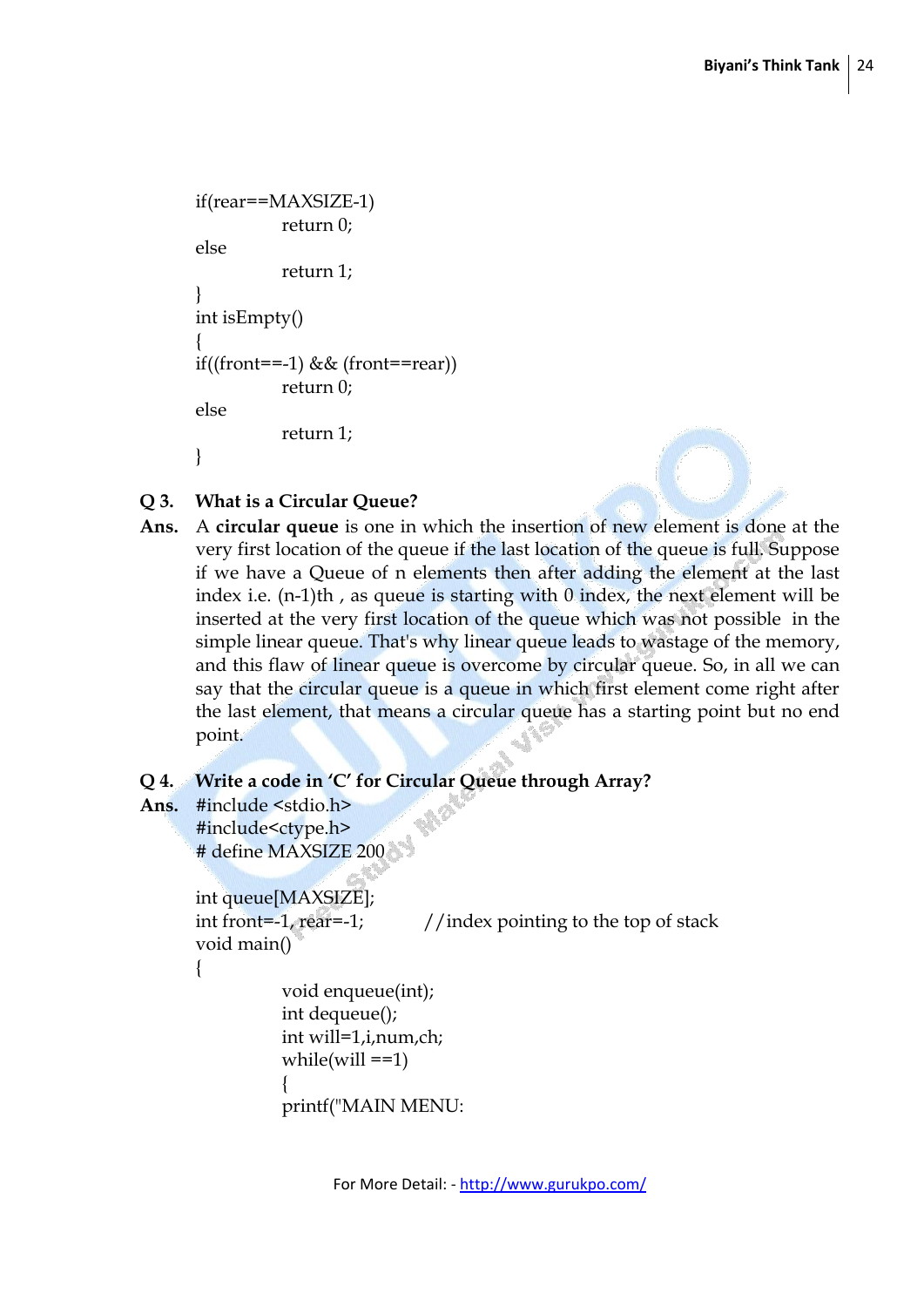```
if(rear==MAXSIZE-1)
        return 0;
else
        return 1;
}
int isEmpty()
{
if((front==-1) && (front==rear))
        return 0;
else
        return 1;
}
```

**Q 3. What is a Circular Queue?**

**Ans.** A **circular queue** is one in which the insertion of new element is done at the very first location of the queue if the last location of the queue is full. Suppose if we have a Queue of n elements then after adding the element at the last index i.e. (n-1)th , as queue is starting with 0 index, the next element will be inserted at the very first location of the queue which was not possible in the simple linear queue. That's why linear queue leads to wastage of the memory, and this flaw of linear queue is overcome by circular queue. So, in all we can say that the circular queue is a queue in which first element come right after the last element, that means a circular queue has a starting point but no end point.

**Q 4. Write a code in 'C' for Circular Queue through Array?**

**Ans.**

```
#include <stdio.h>
#include<ctype.h>
# define MAXSIZE 200

int queue[MAXSIZE];
int front=-1, rear=-1;          //index pointing to the top of stack
void main()
{
        void enqueue(int);
        int dequeue();
        int will=1,i,num,ch;
        while(will ==1)
        {
        printf("MAIN MENU:
```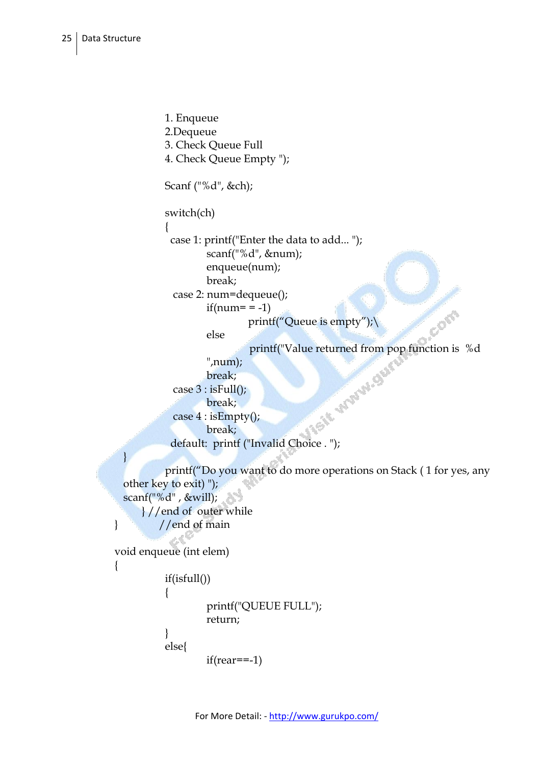```
                1. Enqueue
                2.Dequeue
                3. Check Queue Full
                4. Check Queue Empty ");

                Scanf ("%d", &ch);

                switch(ch)
                {
                 case 1: printf("Enter the data to add... ");
                         scanf("%d", &num);
                         enqueue(num);
                         break;
                  case 2: num=dequeue();
                         if(num= = -1)
                                 printf("Queue is empty");\
                         else
                                 printf("Value returned from pop function is  %d
                         ",num);
                         break;
                  case 3 : isFull();
                         break;
                  case 4 : isEmpty();
                         break;
                 default:  printf ("Invalid Choice . ");
        }
                printf("Do you want to do more operations on Stack ( 1 for yes, any
        other key to exit) ");
        scanf("%d" , &will);
            } //end of  outer while
}           //end of main

void enqueue (int elem)
{
                if(isfull())
                {
                         printf("QUEUE FULL");
                         return;
                }
                else{
                         if(rear==-1)
```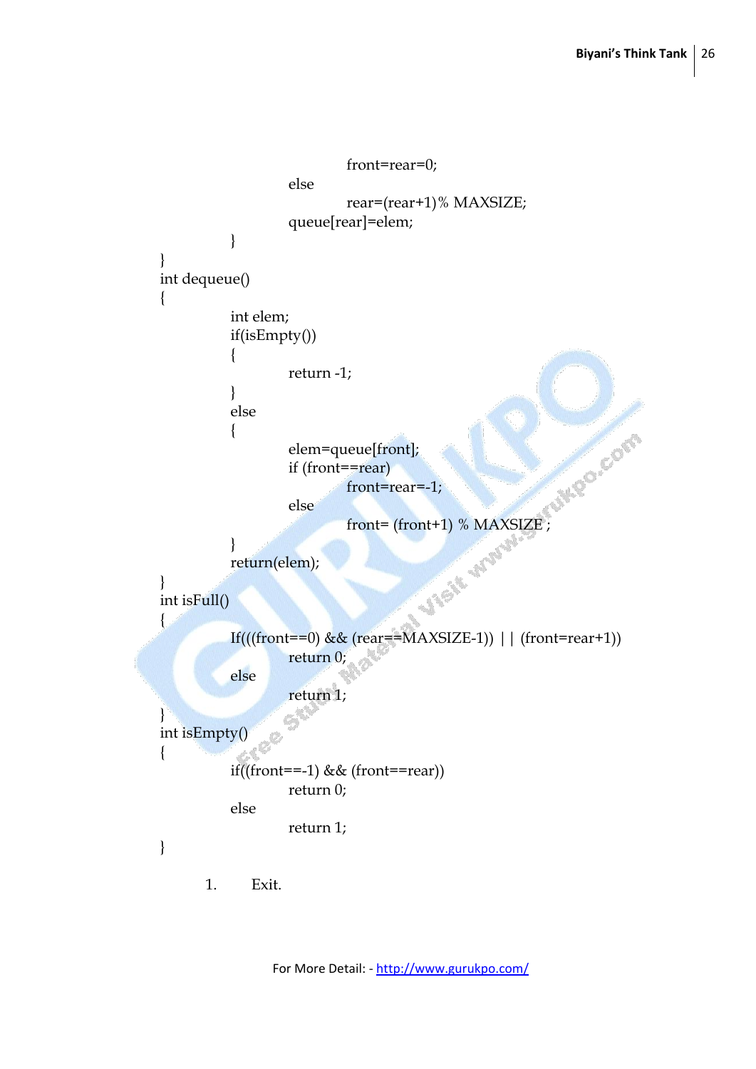```
                    front=rear=0;
            else
                    rear=(rear+1)% MAXSIZE;
            queue[rear]=elem;
        }
}
int dequeue()
{
        int elem;
        if(isEmpty())
        {
                return -1;
        }
        else
        {
                elem=queue[front];
                if (front==rear)
                        front=rear=-1;
                else
                        front= (front+1) % MAXSIZE ;
        }
        return(elem);
}
int isFull()
{
        If(((front==0) && (rear==MAXSIZE-1)) | | (front=rear+1))
                return 0;
        else
                return 1;
}
int isEmpty()
{
        if((front==-1) && (front==rear))
                return 0;
        else
                return 1;
}
```

1. Exit.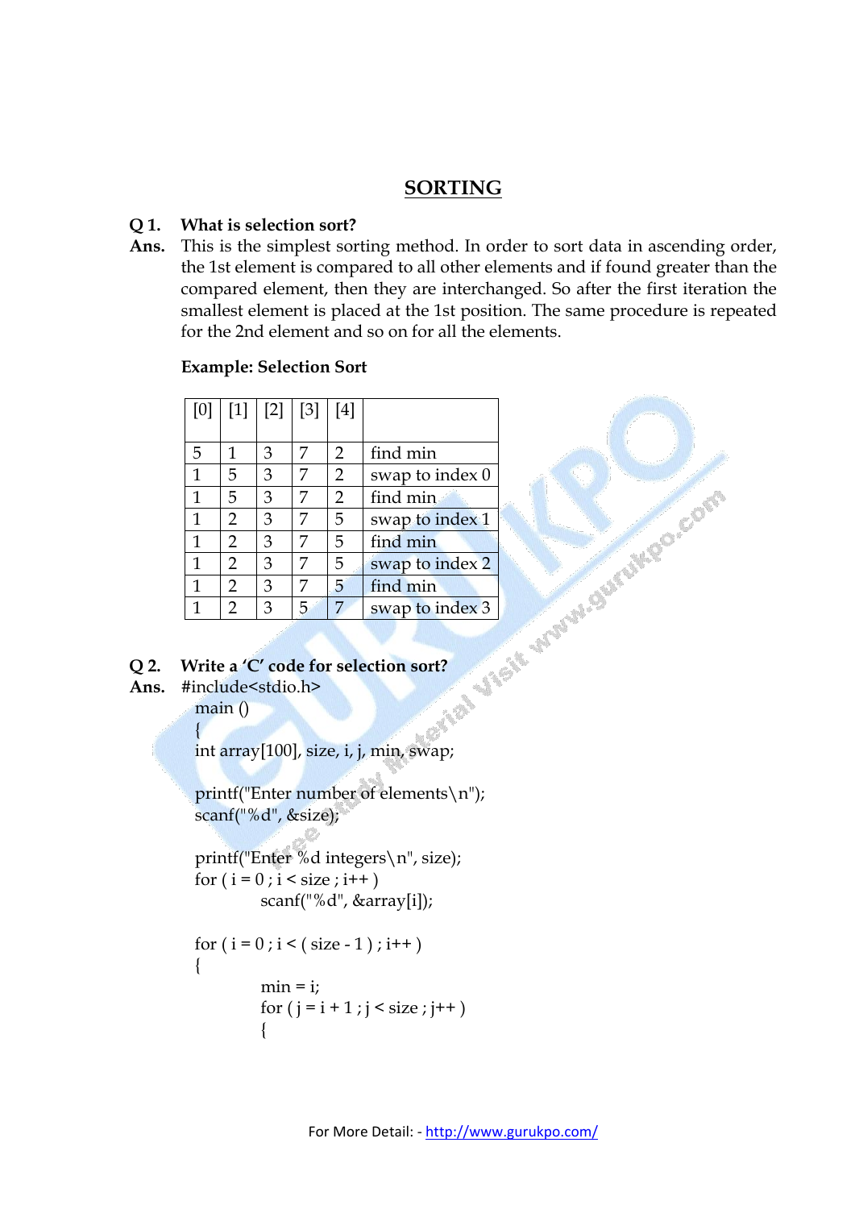# SORTING

**Q 1. What is selection sort?**

**Ans.** This is the simplest sorting method. In order to sort data in ascending order, the 1st element is compared to all other elements and if found greater than the compared element, then they are interchanged. So after the first iteration the smallest element is placed at the 1st position. The same procedure is repeated for the 2nd element and so on for all the elements.

**Example: Selection Sort**

| [0] | [1] | [2] | [3] | [4] | |
|---|---|---|---|---|---|
| 5 | 1 | 3 | 7 | 2 | find min |
| 1 | 5 | 3 | 7 | 2 | swap to index 0 |
| 1 | 5 | 3 | 7 | 2 | find min |
| 1 | 2 | 3 | 7 | 5 | swap to index 1 |
| 1 | 2 | 3 | 7 | 5 | find min |
| 1 | 2 | 3 | 7 | 5 | swap to index 2 |
| 1 | 2 | 3 | 7 | 5 | find min |
| 1 | 2 | 3 | 5 | 7 | swap to index 3 |

**Q 2. Write a 'C' code for selection sort?**

**Ans.**

```
#include<stdio.h>
main ()
{
int array[100], size, i, j, min, swap;

printf("Enter number of elements\n");
scanf("%d", &size);

printf("Enter %d integers\n", size);
for ( i = 0 ; i < size ; i++ )
        scanf("%d", &array[i]);

for ( i = 0 ; i < ( size - 1 ) ; i++ )
{
        min = i;
        for ( j = i + 1 ; j < size ; j++ )
        {
```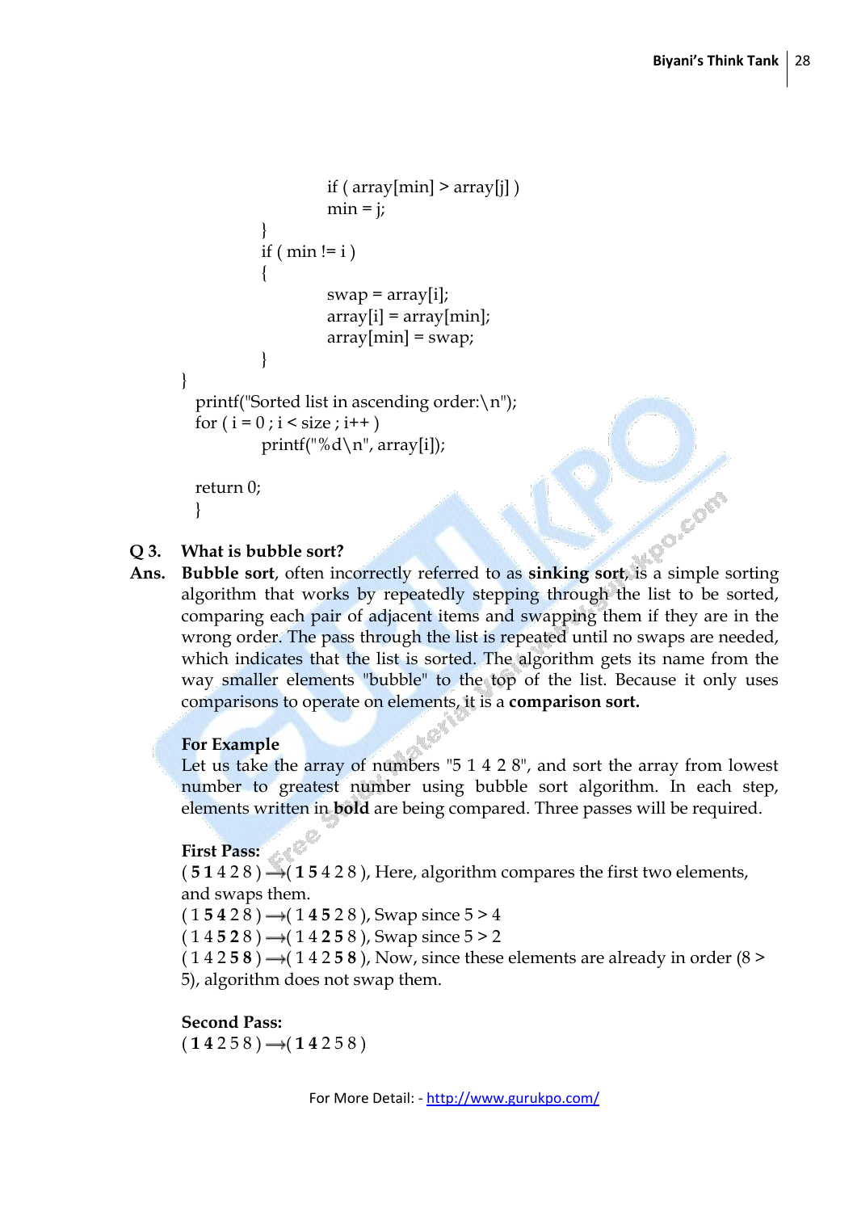```
                if ( array[min] > array[j] )
                min = j;
        }
        if ( min != i )
        {
                swap = array[i];
                array[i] = array[min];
                array[min] = swap;
        }
}
  printf("Sorted list in ascending order:\n");
  for ( i = 0 ; i < size ; i++ )
        printf("%d\n", array[i]);

  return 0;
  }
```

**Q 3. What is bubble sort?**

**Ans.** **Bubble sort**, often incorrectly referred to as **sinking sort**, is a simple sorting algorithm that works by repeatedly stepping through the list to be sorted, comparing each pair of adjacent items and swapping them if they are in the wrong order. The pass through the list is repeated until no swaps are needed, which indicates that the list is sorted. The algorithm gets its name from the way smaller elements "bubble" to the top of the list. Because it only uses comparisons to operate on elements, it is a **comparison sort.**

**For Example**

Let us take the array of numbers "5 1 4 2 8", and sort the array from lowest number to greatest number using bubble sort algorithm. In each step, elements written in **bold** are being compared. Three passes will be required.

**First Pass:**

( **5 1** 4 2 8 ) → ( **1 5** 4 2 8 ), Here, algorithm compares the first two elements, and swaps them.

( 1 **5 4** 2 8 ) → ( 1 **4 5** 2 8 ), Swap since 5 > 4

( 1 4 **5 2** 8 ) → ( 1 4 **2 5** 8 ), Swap since 5 > 2

( 1 4 2 **5 8** ) → ( 1 4 2 **5 8** ), Now, since these elements are already in order (8 > 5), algorithm does not swap them.

**Second Pass:**

( **1 4** 2 5 8 ) → ( **1 4** 2 5 8 )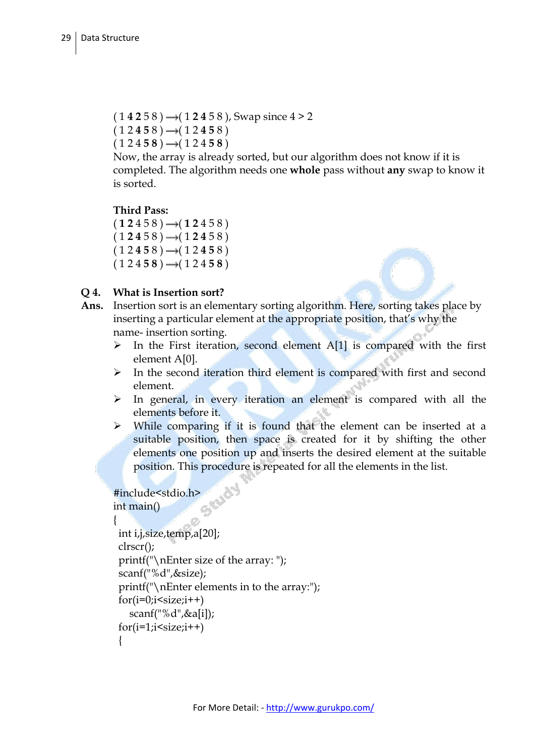( 1 **4 2** 5 8 ) ⟶ ( 1 **2 4** 5 8 ), Swap since 4 > 2
( 1 2 **4 5** 8 ) ⟶ ( 1 2 **4 5** 8 )
( 1 2 4 **5 8** ) ⟶ ( 1 2 4 **5 8** )
Now, the array is already sorted, but our algorithm does not know if it is completed. The algorithm needs one **whole** pass without **any** swap to know it is sorted.

**Third Pass:**
( **1 2** 4 5 8 ) ⟶ ( **1 2** 4 5 8 )
( 1 **2 4** 5 8 ) ⟶ ( 1 **2 4** 5 8 )
( 1 2 **4 5** 8 ) ⟶ ( 1 2 **4 5** 8 )
( 1 2 4 **5 8** ) ⟶ ( 1 2 4 **5 8** )

**Q 4. What is Insertion sort?**

**Ans.** Insertion sort is an elementary sorting algorithm. Here, sorting takes place by inserting a particular element at the appropriate position, that's why the name- insertion sorting.

- In the First iteration, second element A[1] is compared with the first element A[0].
- In the second iteration third element is compared with first and second element.
- In general, in every iteration an element is compared with all the elements before it.
- While comparing if it is found that the element can be inserted at a suitable position, then space is created for it by shifting the other elements one position up and inserts the desired element at the suitable position. This procedure is repeated for all the elements in the list.

```
#include<stdio.h>
int main()
{
 int i,j,size,temp,a[20];
 clrscr();
 printf("\nEnter size of the array: ");
 scanf("%d",&size);
 printf("\nEnter elements in to the array:");
 for(i=0;i<size;i++)
    scanf("%d",&a[i]);
 for(i=1;i<size;i++)
 {
```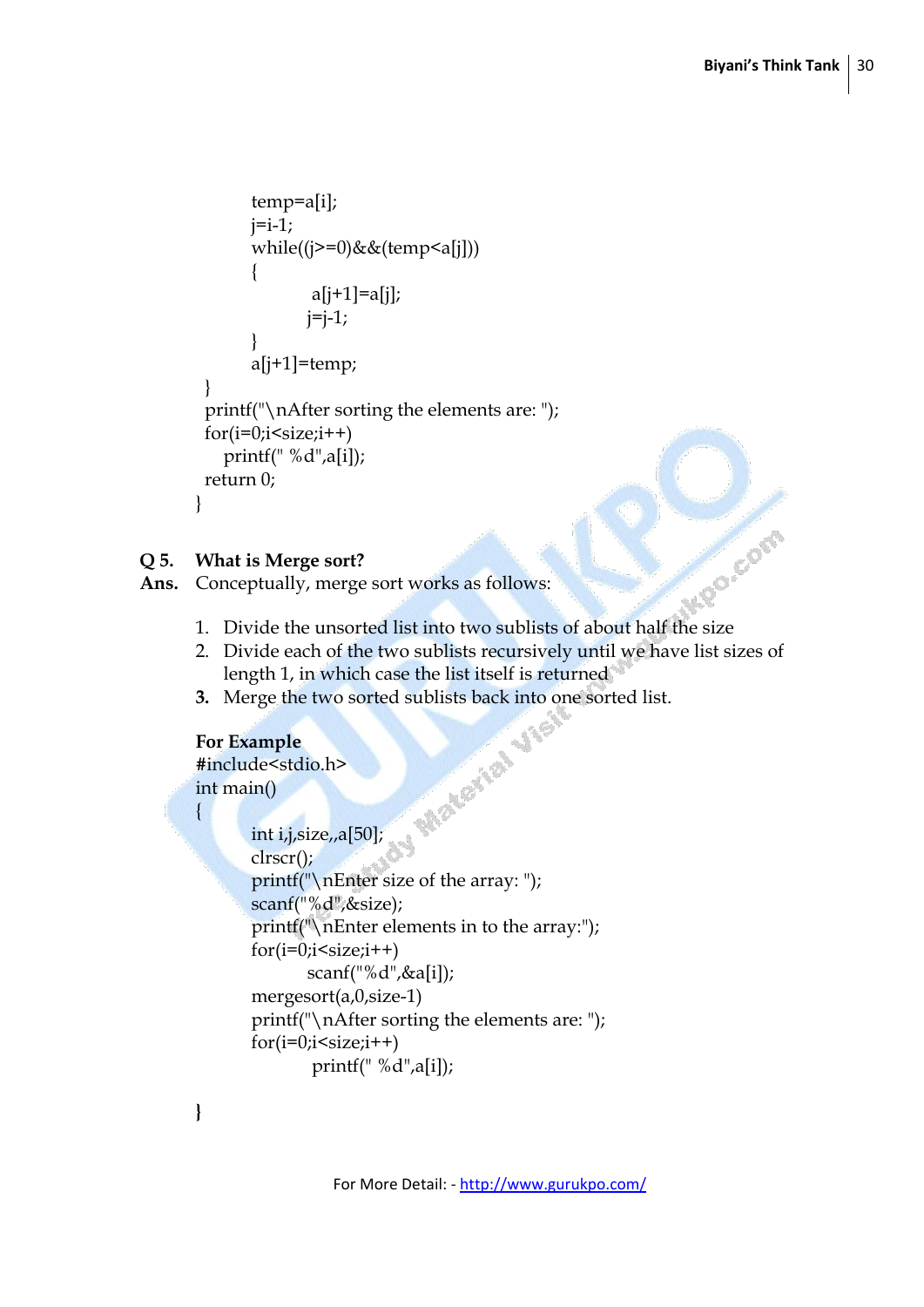```
        temp=a[i];
        j=i-1;
        while((j>=0)&&(temp<a[j]))
        {
            a[j+1]=a[j];
            j=j-1;
        }
        a[j+1]=temp;
    }
    printf("\nAfter sorting the elements are: ");
    for(i=0;i<size;i++)
        printf(" %d",a[i]);
    return 0;
}
```

**Q 5. What is Merge sort?**

**Ans.** Conceptually, merge sort works as follows:

1. Divide the unsorted list into two sublists of about half the size
2. Divide each of the two sublists recursively until we have list sizes of length 1, in which case the list itself is returned
3. Merge the two sorted sublists back into one sorted list.

**For Example**

```
#include<stdio.h>
int main()
{
        int i,j,size,,a[50];
        clrscr();
        printf("\nEnter size of the array: ");
        scanf("%d",&size);
        printf("\nEnter elements in to the array:");
        for(i=0;i<size;i++)
                scanf("%d",&a[i]);
        mergesort(a,0,size-1)
        printf("\nAfter sorting the elements are: ");
        for(i=0;i<size;i++)
                printf(" %d",a[i]);

}
```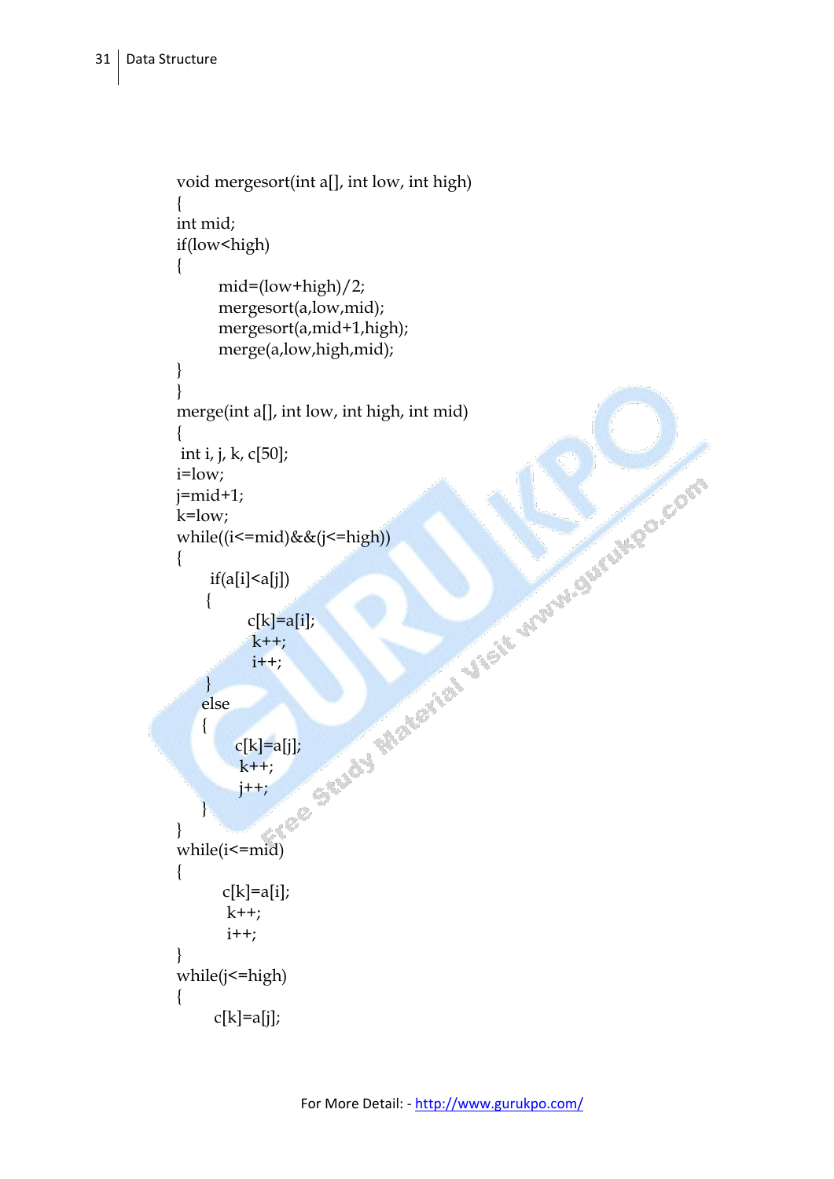```
void mergesort(int a[], int low, int high)
{
int mid;
if(low<high)
{
        mid=(low+high)/2;
        mergesort(a,low,mid);
        mergesort(a,mid+1,high);
        merge(a,low,high,mid);
}
}
merge(int a[], int low, int high, int mid)
{
 int i, j, k, c[50];
i=low;
j=mid+1;
k=low;
while((i<=mid)&&(j<=high))
{
      if(a[i]<a[j])
      {
             c[k]=a[i];
              k++;
              i++;
      }
     else
     {
           c[k]=a[j];
            k++;
            j++;
     }
}
while(i<=mid)
{
         c[k]=a[i];
          k++;
          i++;
}
while(j<=high)
{
       c[k]=a[j];
```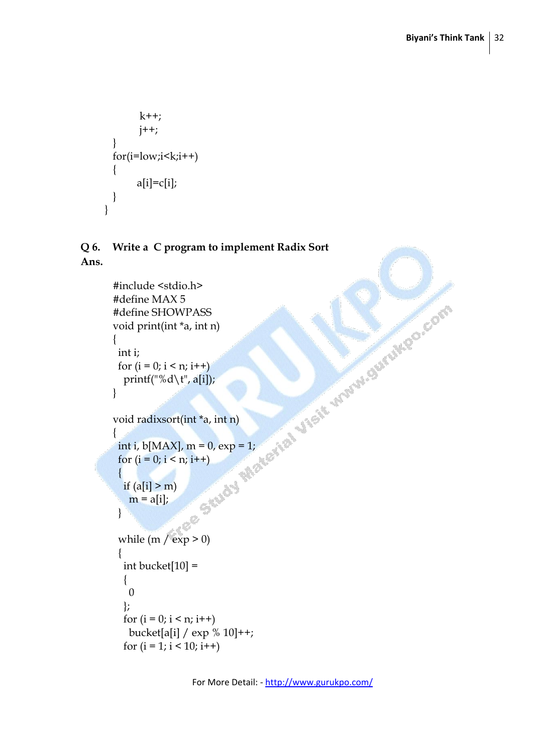```
            k++;
            j++;
        }
        for(i=low;i<k;i++)
        {
            a[i]=c[i];
        }
    }
```

**Q 6. Write a C program to implement Radix Sort**

**Ans.**

```
#include <stdio.h>
#define MAX 5
#define SHOWPASS
void print(int *a, int n)
{
  int i;
  for (i = 0; i < n; i++)
    printf("%d\t", a[i]);
}

void radixsort(int *a, int n)
{
  int i, b[MAX], m = 0, exp = 1;
  for (i = 0; i < n; i++)
  {
    if (a[i] > m)
      m = a[i];
  }

  while (m / exp > 0)
  {
    int bucket[10] =
    {
      0
    };
    for (i = 0; i < n; i++)
      bucket[a[i] / exp % 10]++;
    for (i = 1; i < 10; i++)
```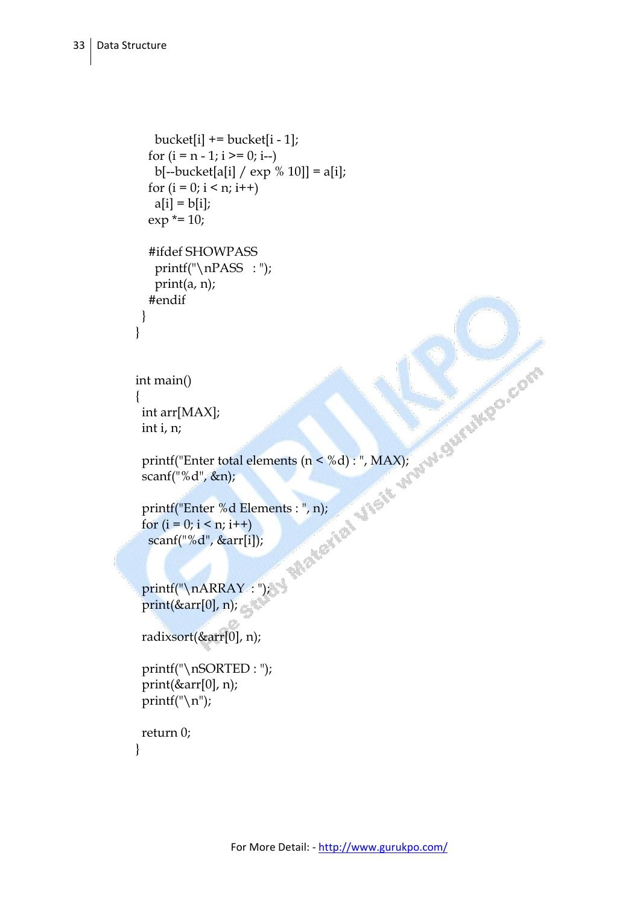```
      bucket[i] += bucket[i - 1];
    for (i = n - 1; i >= 0; i--)
      b[--bucket[a[i] / exp % 10]] = a[i];
    for (i = 0; i < n; i++)
      a[i] = b[i];
    exp *= 10;

    #ifdef SHOWPASS
      printf("\nPASS   : ");
      print(a, n);
    #endif
  }
}


int main()
{
  int arr[MAX];
  int i, n;

  printf("Enter total elements (n < %d) : ", MAX);
  scanf("%d", &n);

  printf("Enter %d Elements : ", n);
  for (i = 0; i < n; i++)
    scanf("%d", &arr[i]);


  printf("\nARRAY  : ");
  print(&arr[0], n);

  radixsort(&arr[0], n);

  printf("\nSORTED : ");
  print(&arr[0], n);
  printf("\n");

  return 0;
}
```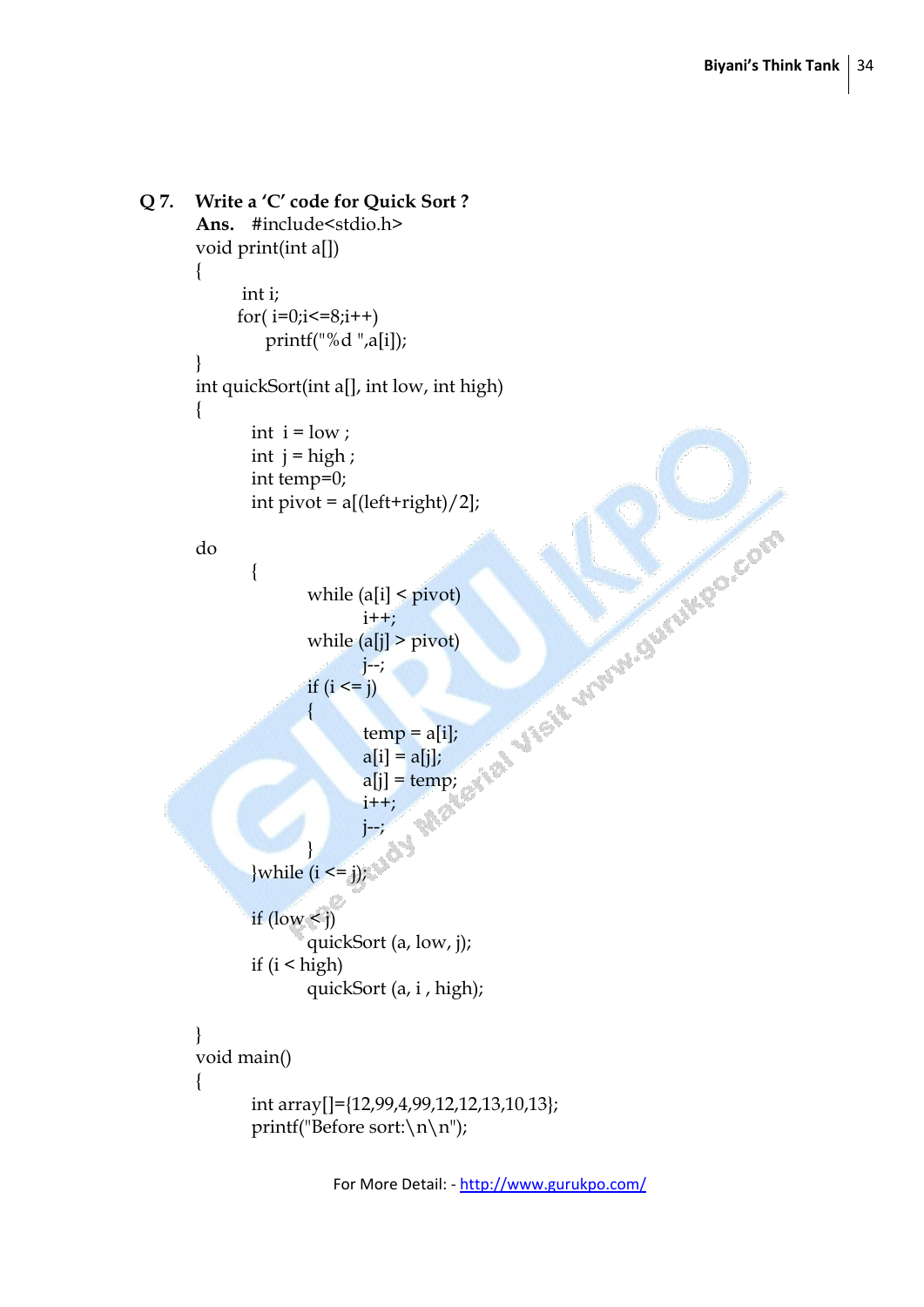**Q 7. Write a 'C' code for Quick Sort ?**

**Ans.**

```
#include<stdio.h>
void print(int a[])
{
     int i;
    for( i=0;i<=8;i++)
        printf("%d ",a[i]);
}
int quickSort(int a[], int low, int high)
{
        int  i = low ;
        int  j = high ;
        int temp=0;
        int pivot = a[(left+right)/2];

do
        {
                while (a[i] < pivot)
                        i++;
                while (a[j] > pivot)
                        j--;
                if (i <= j)
                {
                        temp = a[i];
                        a[i] = a[j];
                        a[j] = temp;
                        i++;
                        j--;
                }
        }while (i <= j);

        if (low < j)
                quickSort (a, low, j);
        if (i < high)
                quickSort (a, i , high);

}
void main()
{
        int array[]={12,99,4,99,12,12,13,10,13};
        printf("Before sort:\n\n");
```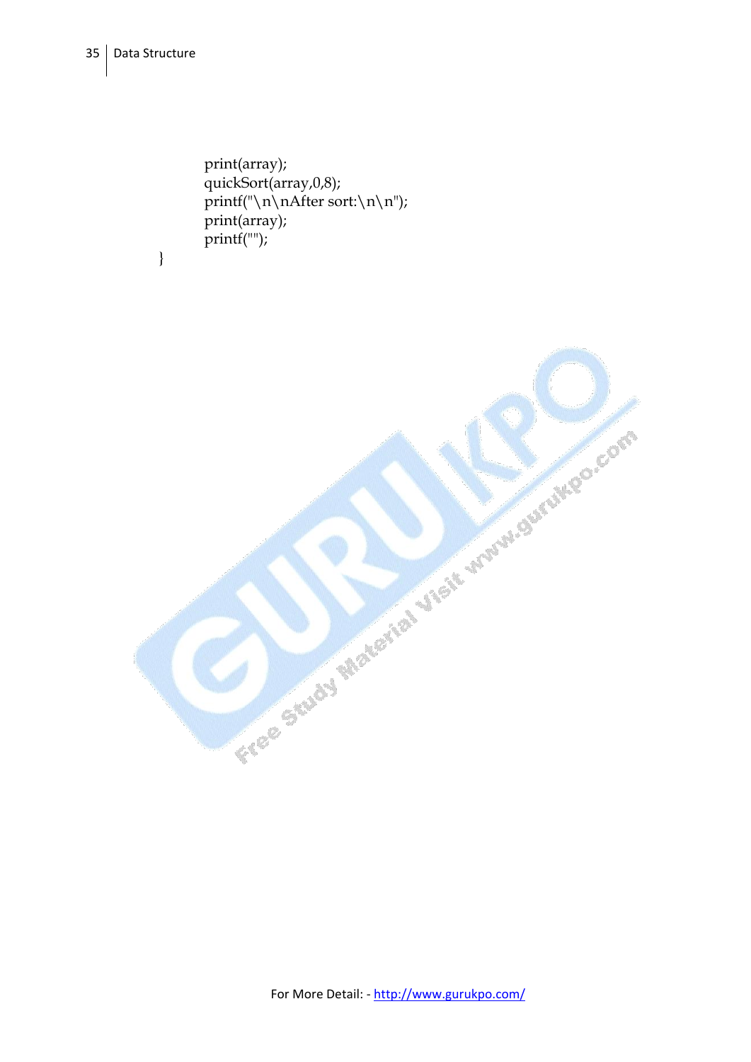```
        print(array);
        quickSort(array,0,8);
        printf("\n\nAfter sort:\n\n");
        print(array);
        printf("");
}
```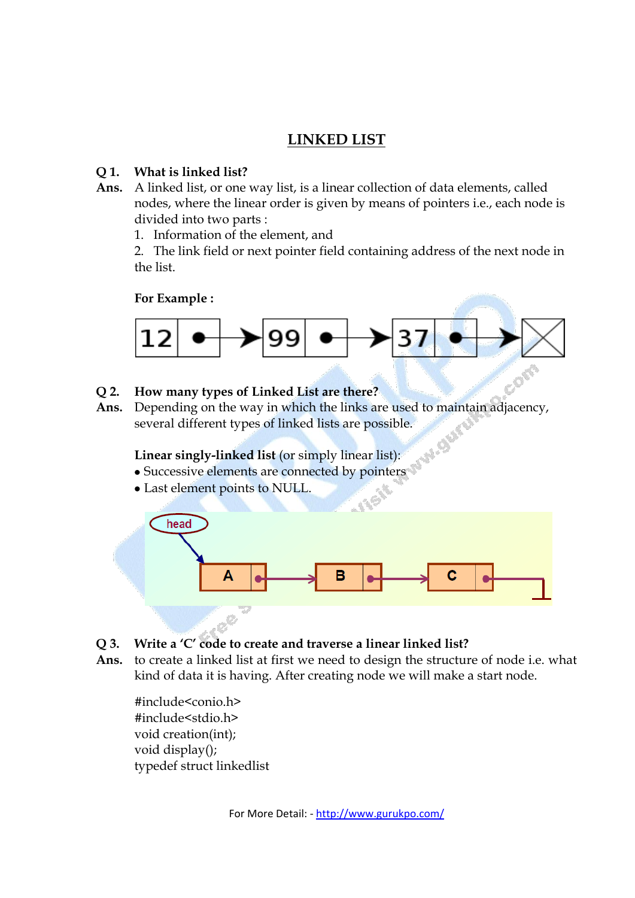## LINKED LIST

**Q 1. What is linked list?**

**Ans.** A linked list, or one way list, is a linear collection of data elements, called nodes, where the linear order is given by means of pointers i.e., each node is divided into two parts :

1. Information of the element, and
2. The link field or next pointer field containing address of the next node in the list.

**For Example :**

**Q 2. How many types of Linked List are there?**

**Ans.** Depending on the way in which the links are used to maintain adjacency, several different types of linked lists are possible.

**Linear singly-linked list** (or simply linear list):

- Successive elements are connected by pointers
- Last element points to NULL.

**Q 3. Write a 'C' code to create and traverse a linear linked list?**

**Ans.** to create a linked list at first we need to design the structure of node i.e. what kind of data it is having. After creating node we will make a start node.

```
#include<conio.h>
#include<stdio.h>
void creation(int);
void display();
typedef struct linkedlist
```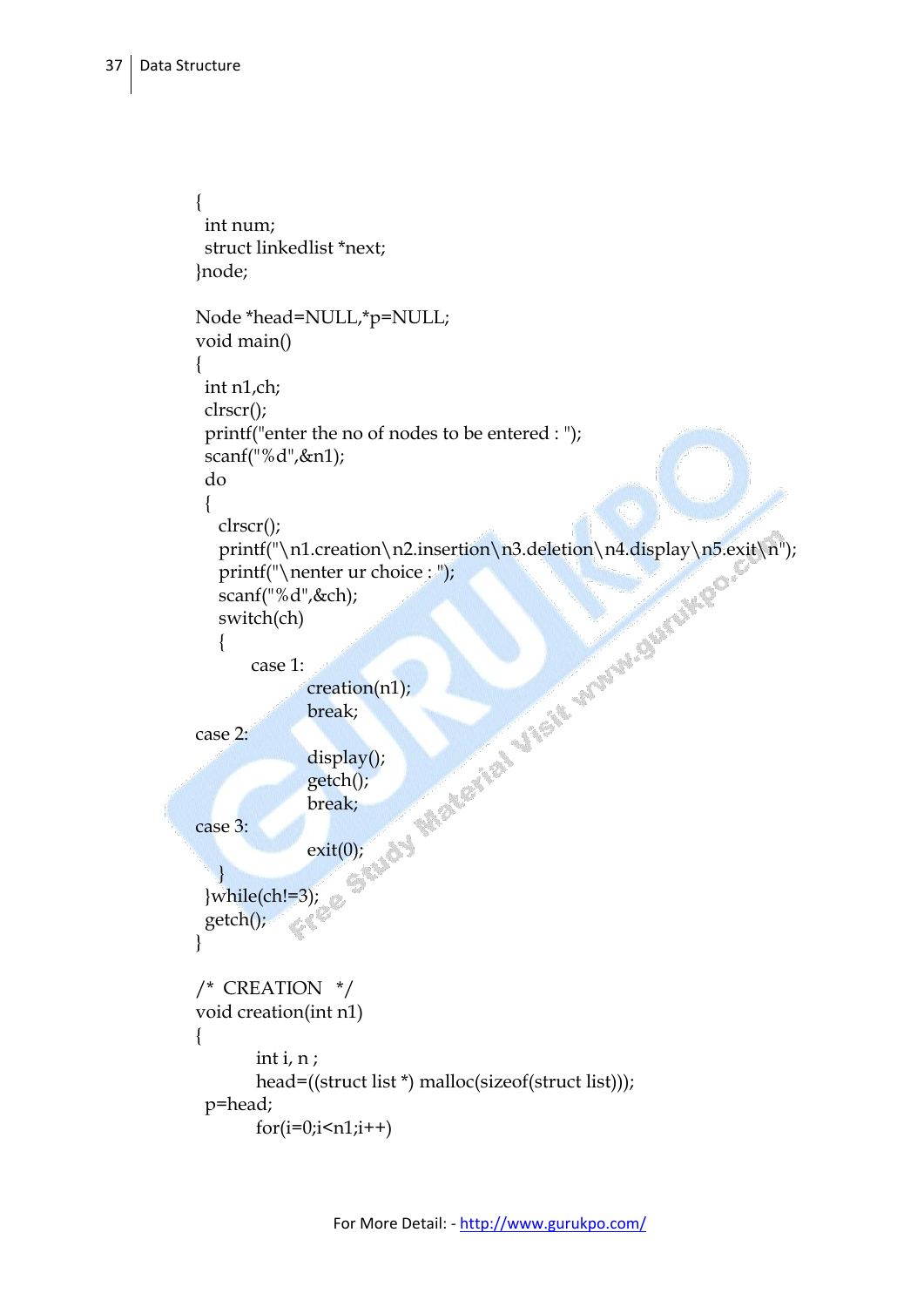```
{
  int num;
  struct linkedlist *next;
}node;

Node *head=NULL,*p=NULL;
void main()
{
  int n1,ch;
  clrscr();
  printf("enter the no of nodes to be entered : ");
  scanf("%d",&n1);
  do
  {
    clrscr();
    printf("\n1.creation\n2.insertion\n3.deletion\n4.display\n5.exit\n");
    printf("\nenter ur choice : ");
    scanf("%d",&ch);
    switch(ch)
    {
          case 1:
                  creation(n1);
                  break;
case 2:
                  display();
                  getch();
                  break;
case 3:
                  exit(0);
    }
  }while(ch!=3);
  getch();
}

/*  CREATION   */
void creation(int n1)
{
          int i, n ;
          head=((struct list *) malloc(sizeof(struct list)));
  p=head;
          for(i=0;i<n1;i++)
```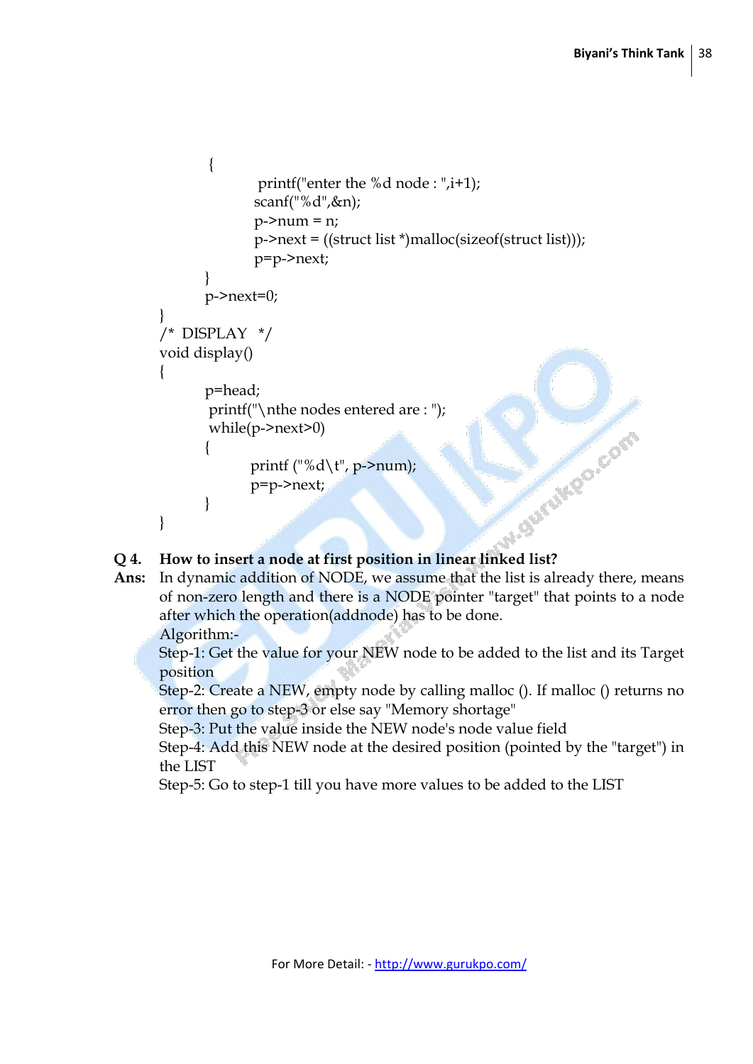```
        {
            printf("enter the %d node : ",i+1);
            scanf("%d",&n);
            p->num = n;
            p->next = ((struct list *)malloc(sizeof(struct list)));
            p=p->next;
        }
        p->next=0;
}
/* DISPLAY  */
void display()
{
        p=head;
        printf("\nthe nodes entered are : ");
        while(p->next>0)
        {
            printf ("%d\t", p->num);
            p=p->next;
        }
}
```

**Q 4. How to insert a node at first position in linear linked list?**

**Ans:** In dynamic addition of NODE, we assume that the list is already there, means of non-zero length and there is a NODE pointer "target" that points to a node after which the operation(addnode) has to be done.

Algorithm:-

Step-1: Get the value for your NEW node to be added to the list and its Target position

Step-2: Create a NEW, empty node by calling malloc (). If malloc () returns no error then go to step-3 or else say "Memory shortage"

Step-3: Put the value inside the NEW node's node value field

Step-4: Add this NEW node at the desired position (pointed by the "target") in the LIST

Step-5: Go to step-1 till you have more values to be added to the LIST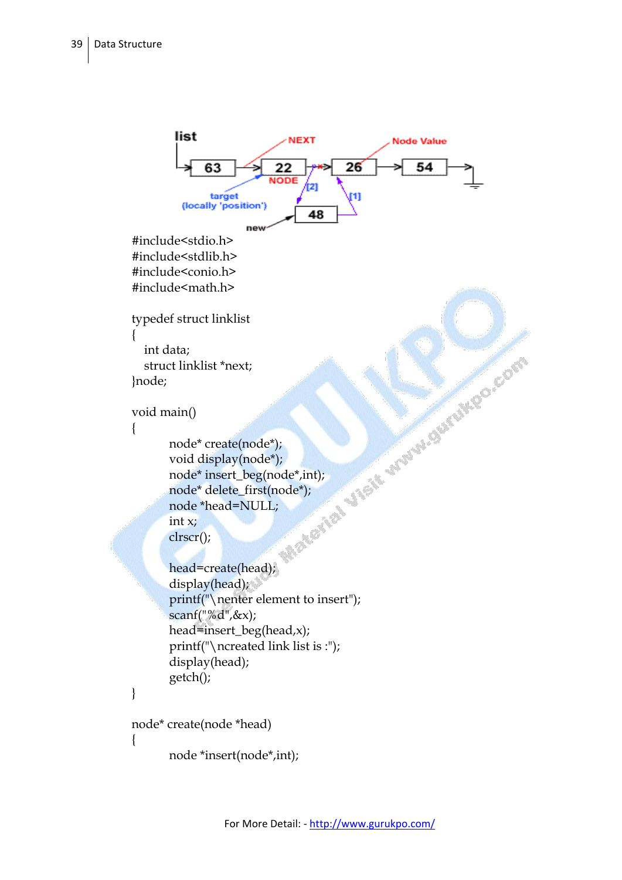```
#include<stdio.h>
#include<stdlib.h>
#include<conio.h>
#include<math.h>

typedef struct linklist
{
   int data;
   struct linklist *next;
}node;

void main()
{
        node* create(node*);
        void display(node*);
        node* insert_beg(node*,int);
        node* delete_first(node*);
        node *head=NULL;
        int x;
        clrscr();

        head=create(head);
        display(head);
        printf("\nenter element to insert");
        scanf("%d",&x);
        head=insert_beg(head,x);
        printf("\ncreated link list is :");
        display(head);
        getch();
}

node* create(node *head)
{
        node *insert(node*,int);
```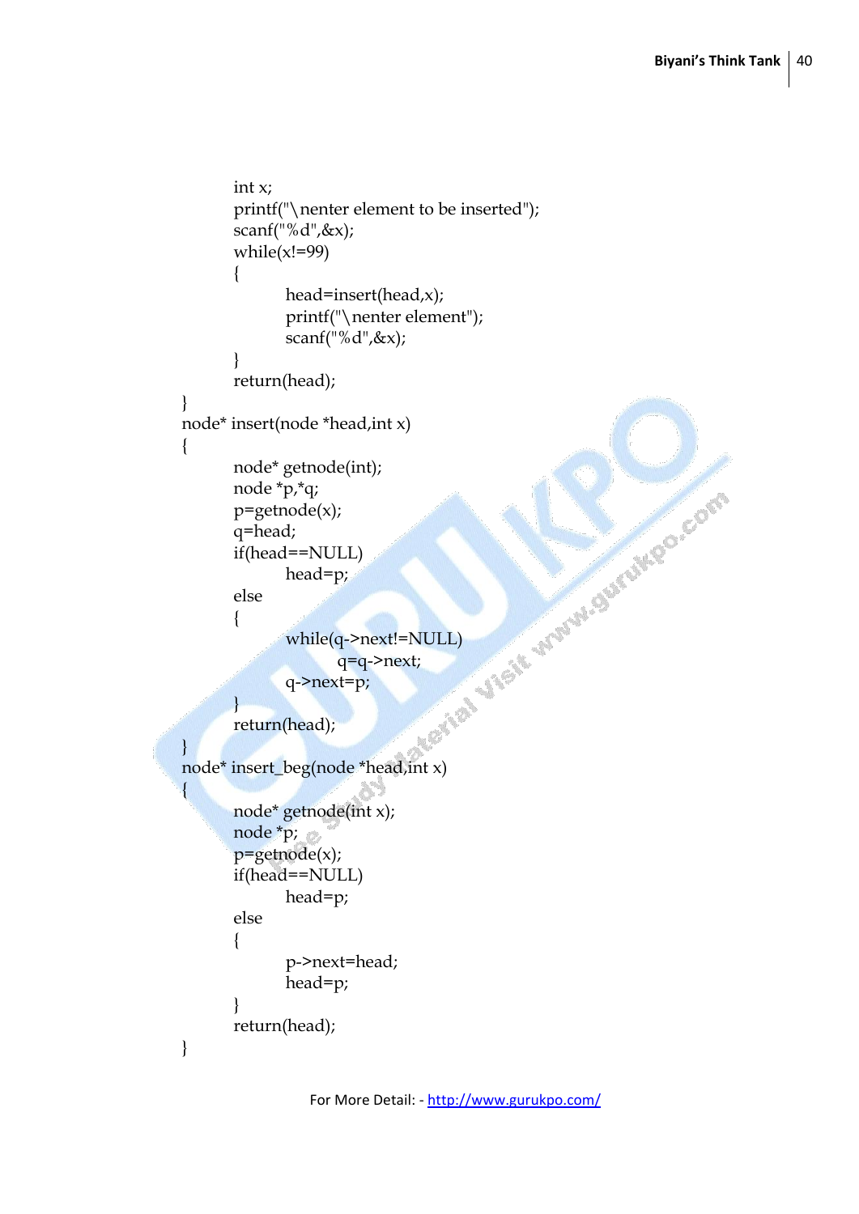```
        int x;
        printf("\nenter element to be inserted");
        scanf("%d",&x);
        while(x!=99)
        {
                head=insert(head,x);
                printf("\nenter element");
                scanf("%d",&x);
        }
        return(head);
}
node* insert(node *head,int x)
{
        node* getnode(int);
        node *p,*q;
        p=getnode(x);
        q=head;
        if(head==NULL)
                head=p;
        else
        {
                while(q->next!=NULL)
                        q=q->next;
                q->next=p;
        }
        return(head);
}
node* insert_beg(node *head,int x)
{
        node* getnode(int x);
        node *p;
        p=getnode(x);
        if(head==NULL)
                head=p;
        else
        {
                p->next=head;
                head=p;
        }
        return(head);
}
```

For More Detail: - http://www.gurukpo.com/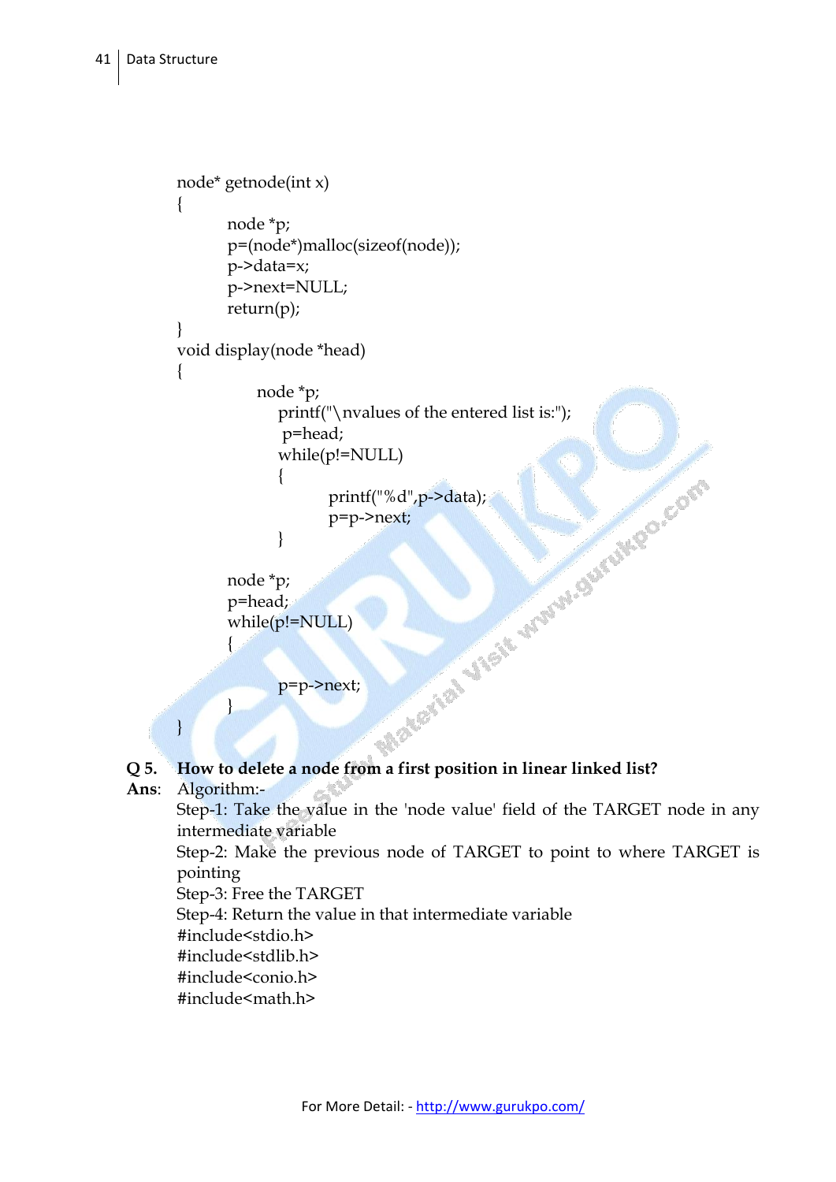```
node* getnode(int x)
{
        node *p;
        p=(node*)malloc(sizeof(node));
        p->data=x;
        p->next=NULL;
        return(p);
}
void display(node *head)
{
            node *p;
              printf("\nvalues of the entered list is:");
               p=head;
              while(p!=NULL)
              {
                      printf("%d",p->data);
                      p=p->next;
              }

        node *p;
        p=head;
        while(p!=NULL)
        {

              p=p->next;
        }
}
```

**Q 5. How to delete a node from a first position in linear linked list?**

**Ans**: Algorithm:-

Step-1: Take the value in the 'node value' field of the TARGET node in any intermediate variable

Step-2: Make the previous node of TARGET to point to where TARGET is pointing

Step-3: Free the TARGET

Step-4: Return the value in that intermediate variable

```
#include<stdio.h>
#include<stdlib.h>
#include<conio.h>
#include<math.h>
```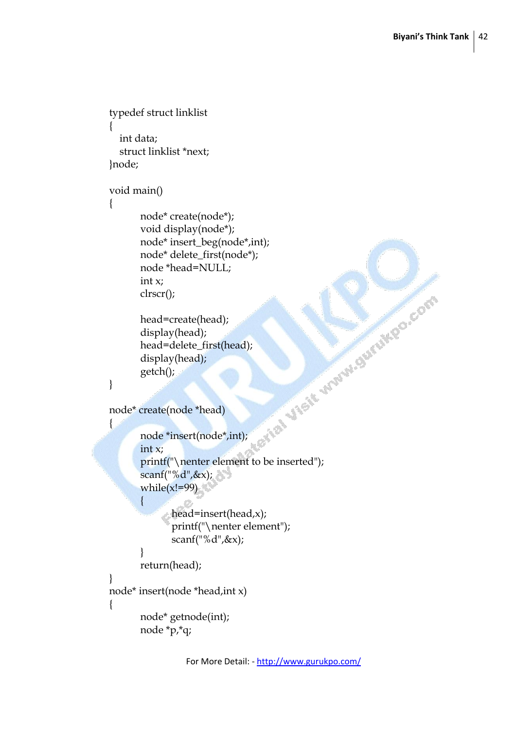```
typedef struct linklist
{
   int data;
   struct linklist *next;
}node;

void main()
{
        node* create(node*);
        void display(node*);
        node* insert_beg(node*,int);
        node* delete_first(node*);
        node *head=NULL;
        int x;
        clrscr();

        head=create(head);
        display(head);
        head=delete_first(head);
        display(head);
        getch();
}

node* create(node *head)
{
        node *insert(node*,int);
        int x;
        printf("\nenter element to be inserted");
        scanf("%d",&x);
        while(x!=99)
        {
                head=insert(head,x);
                printf("\nenter element");
                scanf("%d",&x);
        }
        return(head);
}
node* insert(node *head,int x)
{
        node* getnode(int);
        node *p,*q;
```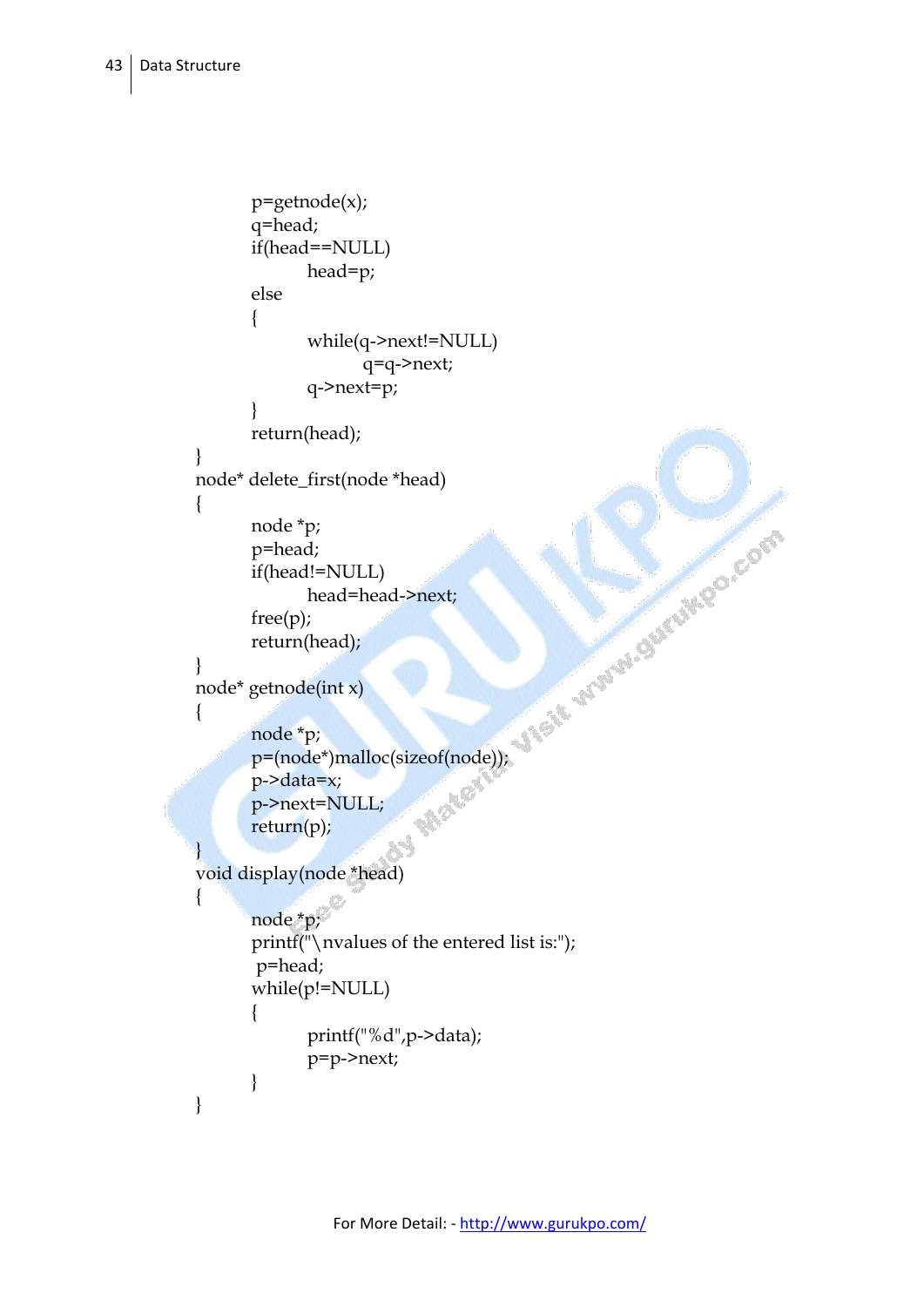```
        p=getnode(x);
        q=head;
        if(head==NULL)
                head=p;
        else
        {
                while(q->next!=NULL)
                        q=q->next;
                q->next=p;
        }
        return(head);
}
node* delete_first(node *head)
{
        node *p;
        p=head;
        if(head!=NULL)
                head=head->next;
        free(p);
        return(head);
}
node* getnode(int x)
{
        node *p;
        p=(node*)malloc(sizeof(node));
        p->data=x;
        p->next=NULL;
        return(p);
}
void display(node *head)
{
        node *p;
        printf("\nvalues of the entered list is:");
         p=head;
        while(p!=NULL)
        {
                printf("%d",p->data);
                p=p->next;
        }
}
```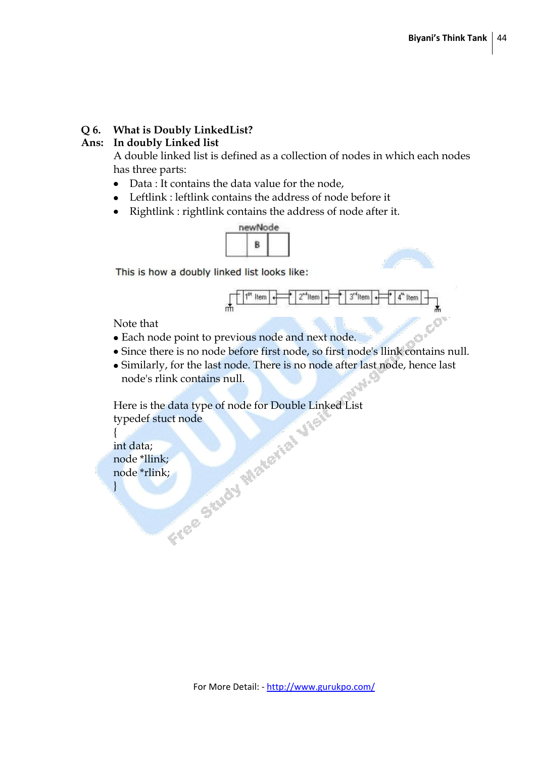**Q 6. What is Doubly LinkedList?**

**Ans: In doubly Linked list**

A double linked list is defined as a collection of nodes in which each nodes has three parts:

- Data : It contains the data value for the node,
- Leftlink : leftlink contains the address of node before it
- Rightlink : rightlink contains the address of node after it.

newNode

| | B | |
|---|---|---|

This is how a doubly linked list looks like:

Note that

- Each node point to previous node and next node.
- Since there is no node before first node, so first node's llink contains null.
- Similarly, for the last node. There is no node after last node, hence last node's rlink contains null.

Here is the data type of node for Double Linked List

```
typedef stuct node
{
int data;
node *llink;
node *rlink;
}
```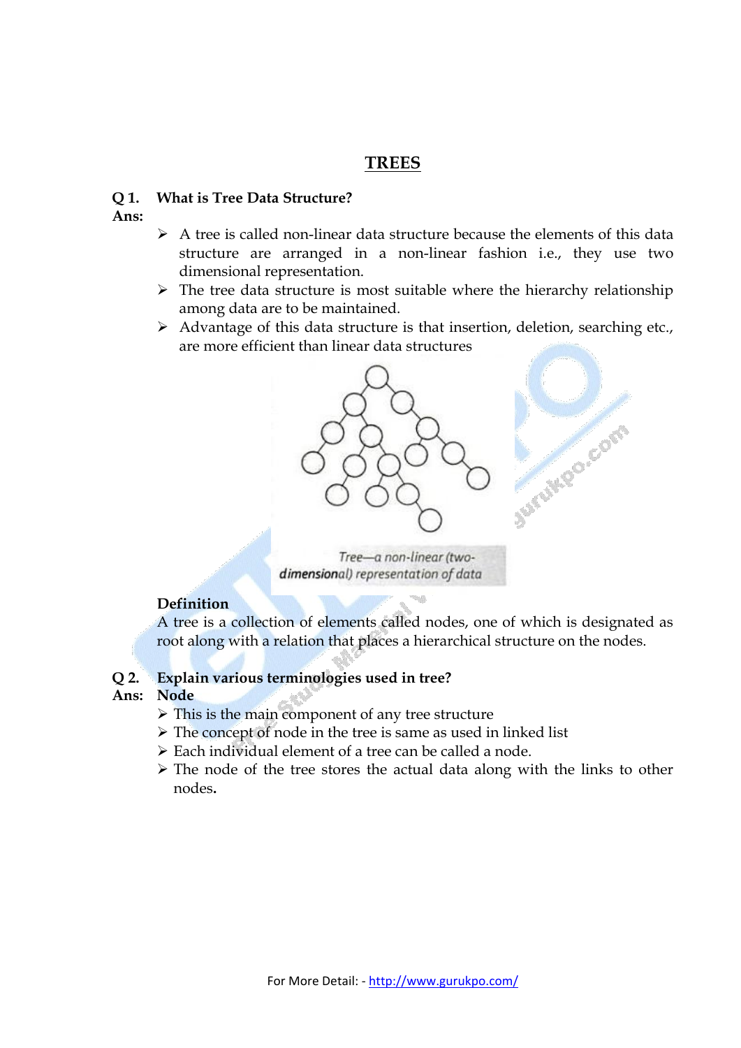# TREES

**Q 1. What is Tree Data Structure?**

**Ans:**

- A tree is called non-linear data structure because the elements of this data structure are arranged in a non-linear fashion i.e., they use two dimensional representation.
- The tree data structure is most suitable where the hierarchy relationship among data are to be maintained.
- Advantage of this data structure is that insertion, deletion, searching etc., are more efficient than linear data structures

*Tree—a non-linear (two-dimensional) representation of data*

**Definition**

A tree is a collection of elements called nodes, one of which is designated as root along with a relation that places a hierarchical structure on the nodes.

**Q 2. Explain various terminologies used in tree?**

**Ans: Node**

- This is the main component of any tree structure
- The concept of node in the tree is same as used in linked list
- Each individual element of a tree can be called a node.
- The node of the tree stores the actual data along with the links to other nodes.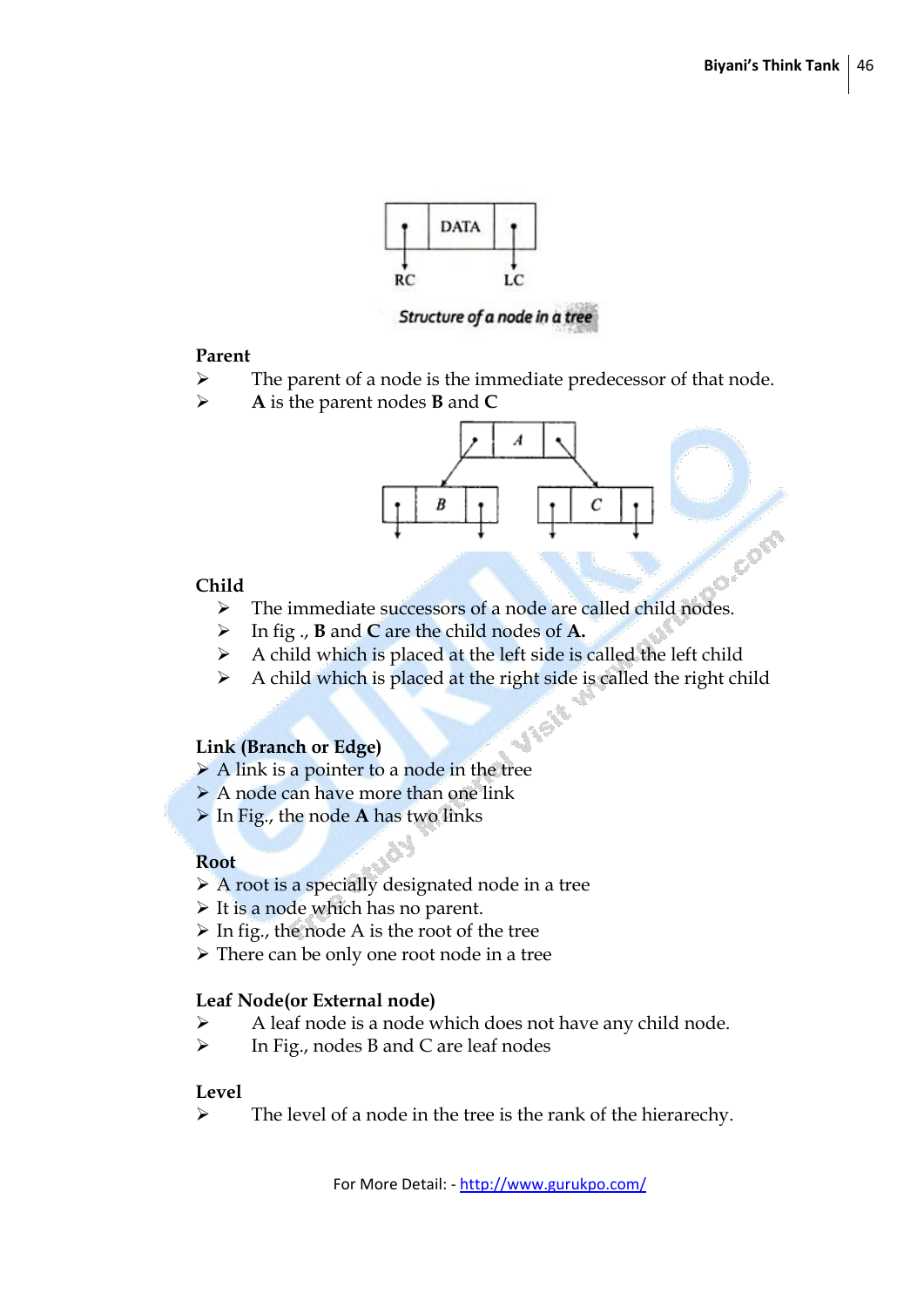Structure of a node in a tree

**Parent**

- The parent of a node is the immediate predecessor of that node.
- **A** is the parent nodes **B** and **C**

**Child**

- The immediate successors of a node are called child nodes.
- In fig ., **B** and **C** are the child nodes of **A.**
- A child which is placed at the left side is called the left child
- A child which is placed at the right side is called the right child

**Link (Branch or Edge)**

- A link is a pointer to a node in the tree
- A node can have more than one link
- In Fig., the node **A** has two links

**Root**

- A root is a specially designated node in a tree
- It is a node which has no parent.
- In fig., the node A is the root of the tree
- There can be only one root node in a tree

**Leaf Node(or External node)**

- A leaf node is a node which does not have any child node.
- In Fig., nodes B and C are leaf nodes

**Level**

- The level of a node in the tree is the rank of the hierarechy.

For More Detail: - http://www.gurukpo.com/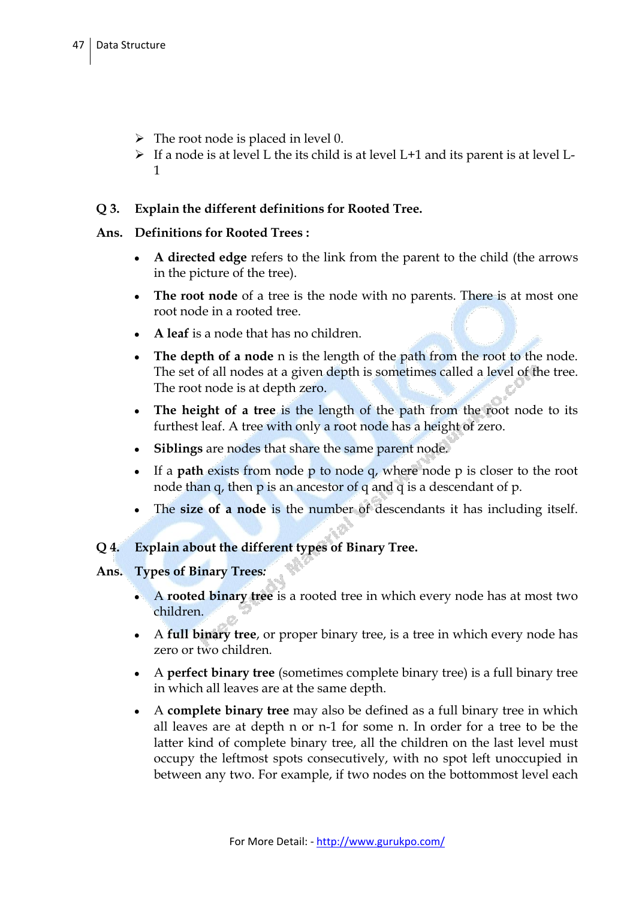- The root node is placed in level 0.
- If a node is at level L the its child is at level L+1 and its parent is at level L-1

**Q 3. Explain the different definitions for Rooted Tree.**

**Ans. Definitions for Rooted Trees :**

- **A directed edge** refers to the link from the parent to the child (the arrows in the picture of the tree).
- **The root node** of a tree is the node with no parents. There is at most one root node in a rooted tree.
- **A leaf** is a node that has no children.
- **The depth of a node** n is the length of the path from the root to the node. The set of all nodes at a given depth is sometimes called a level of the tree. The root node is at depth zero.
- **The height of a tree** is the length of the path from the root node to its furthest leaf. A tree with only a root node has a height of zero.
- **Siblings** are nodes that share the same parent node.
- If a **path** exists from node p to node q, where node p is closer to the root node than q, then p is an ancestor of q and q is a descendant of p.
- The **size of a node** is the number of descendants it has including itself.

**Q 4. Explain about the different types of Binary Tree.**

**Ans. Types of Binary Trees*:***

- A **rooted binary tree** is a rooted tree in which every node has at most two children.
- A **full binary tree**, or proper binary tree, is a tree in which every node has zero or two children.
- A **perfect binary tree** (sometimes complete binary tree) is a full binary tree in which all leaves are at the same depth.
- A **complete binary tree** may also be defined as a full binary tree in which all leaves are at depth n or n-1 for some n. In order for a tree to be the latter kind of complete binary tree, all the children on the last level must occupy the leftmost spots consecutively, with no spot left unoccupied in between any two. For example, if two nodes on the bottommost level each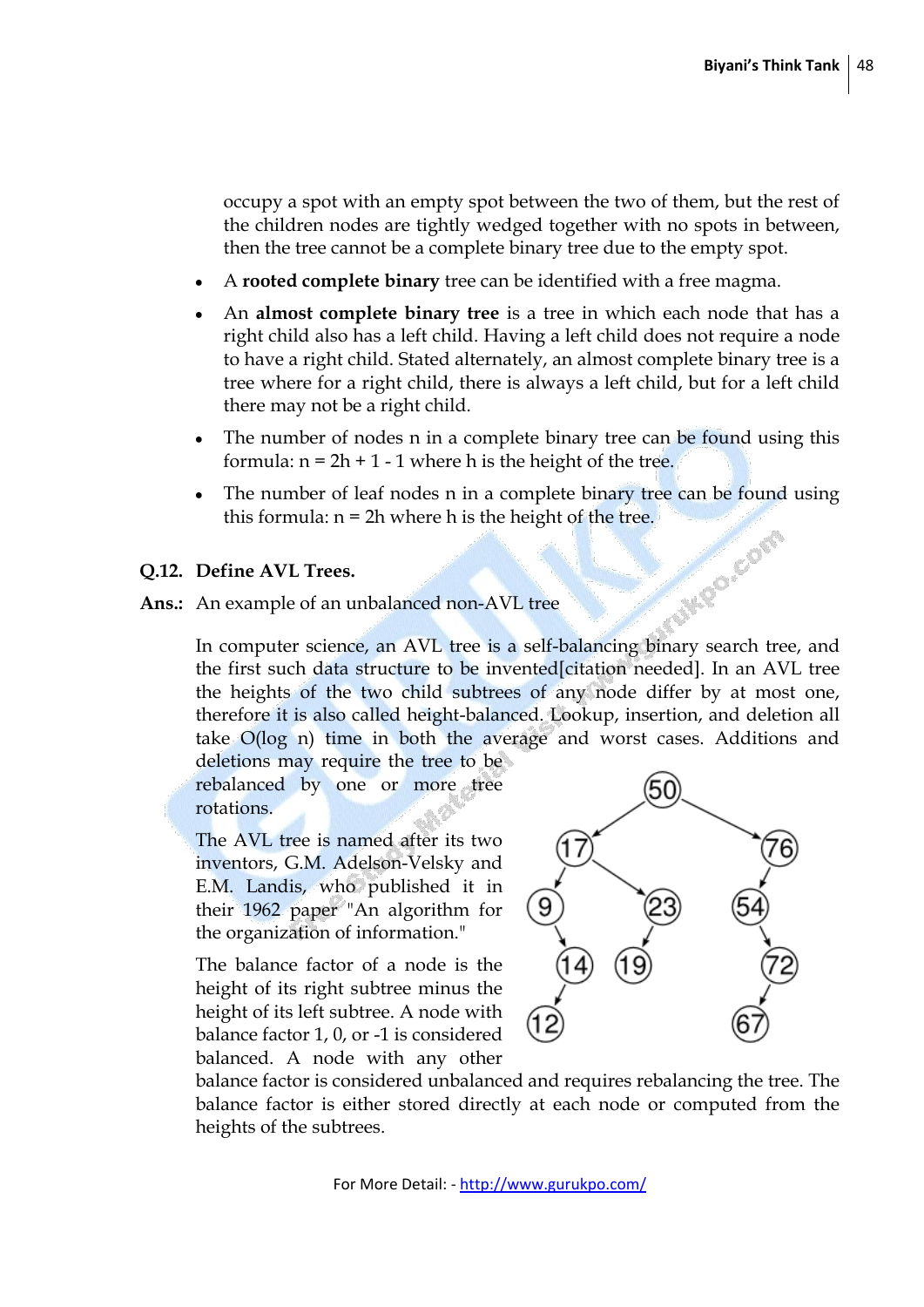occupy a spot with an empty spot between the two of them, but the rest of the children nodes are tightly wedged together with no spots in between, then the tree cannot be a complete binary tree due to the empty spot.

- A **rooted complete binary** tree can be identified with a free magma.
- An **almost complete binary tree** is a tree in which each node that has a right child also has a left child. Having a left child does not require a node to have a right child. Stated alternately, an almost complete binary tree is a tree where for a right child, there is always a left child, but for a left child there may not be a right child.
- The number of nodes n in a complete binary tree can be found using this formula: n = 2h + 1 - 1 where h is the height of the tree.
- The number of leaf nodes n in a complete binary tree can be found using this formula: n = 2h where h is the height of the tree.

**Q.12. Define AVL Trees.**

**Ans.:** An example of an unbalanced non-AVL tree

In computer science, an AVL tree is a self-balancing binary search tree, and the first such data structure to be invented[citation needed]. In an AVL tree the heights of the two child subtrees of any node differ by at most one, therefore it is also called height-balanced. Lookup, insertion, and deletion all take O(log n) time in both the average and worst cases. Additions and deletions may require the tree to be rebalanced by one or more tree rotations.

The AVL tree is named after its two inventors, G.M. Adelson-Velsky and E.M. Landis, who published it in their 1962 paper "An algorithm for the organization of information."

The balance factor of a node is the height of its right subtree minus the height of its left subtree. A node with balance factor 1, 0, or -1 is considered balanced. A node with any other balance factor is considered unbalanced and requires rebalancing the tree. The balance factor is either stored directly at each node or computed from the heights of the subtrees.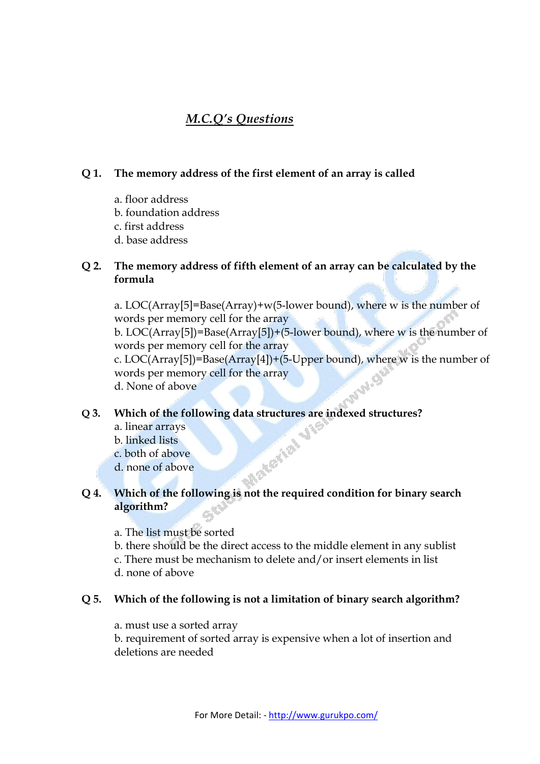## *M.C.Q's Questions*

**Q 1. The memory address of the first element of an array is called**

a. floor address
b. foundation address
c. first address
d. base address

**Q 2. The memory address of fifth element of an array can be calculated by the formula**

a. LOC(Array[5]=Base(Array)+w(5-lower bound), where w is the number of words per memory cell for the array
b. LOC(Array[5])=Base(Array[5])+(5-lower bound), where w is the number of words per memory cell for the array
c. LOC(Array[5])=Base(Array[4])+(5-Upper bound), where w is the number of words per memory cell for the array
d. None of above

**Q 3. Which of the following data structures are indexed structures?**

a. linear arrays
b. linked lists
c. both of above
d. none of above

**Q 4. Which of the following is not the required condition for binary search algorithm?**

a. The list must be sorted
b. there should be the direct access to the middle element in any sublist
c. There must be mechanism to delete and/or insert elements in list
d. none of above

**Q 5. Which of the following is not a limitation of binary search algorithm?**

a. must use a sorted array
b. requirement of sorted array is expensive when a lot of insertion and deletions are needed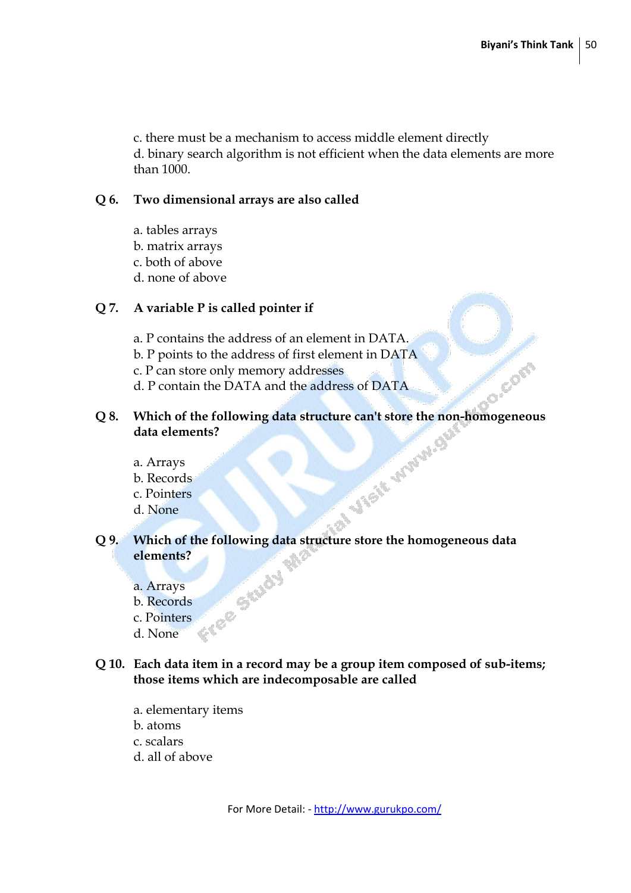c. there must be a mechanism to access middle element directly
d. binary search algorithm is not efficient when the data elements are more than 1000.

**Q 6. Two dimensional arrays are also called**

a. tables arrays
b. matrix arrays
c. both of above
d. none of above

**Q 7. A variable P is called pointer if**

a. P contains the address of an element in DATA.
b. P points to the address of first element in DATA
c. P can store only memory addresses
d. P contain the DATA and the address of DATA

**Q 8. Which of the following data structure can't store the non-homogeneous data elements?**

a. Arrays
b. Records
c. Pointers
d. None

**Q 9. Which of the following data structure store the homogeneous data elements?**

a. Arrays
b. Records
c. Pointers
d. None

**Q 10. Each data item in a record may be a group item composed of sub-items; those items which are indecomposable are called**

a. elementary items
b. atoms
c. scalars
d. all of above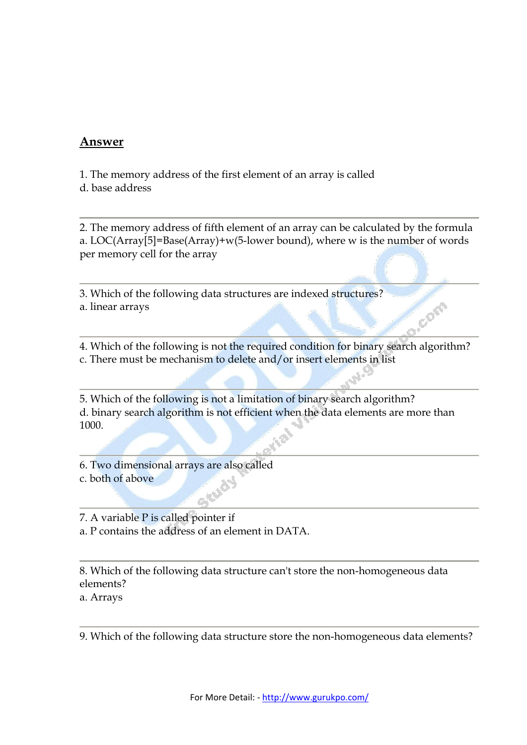## Answer

1. The memory address of the first element of an array is called
d. base address

---

2. The memory address of fifth element of an array can be calculated by the formula
a. LOC(Array[5]=Base(Array)+w(5-lower bound), where w is the number of words per memory cell for the array

---

3. Which of the following data structures are indexed structures?
a. linear arrays

---

4. Which of the following is not the required condition for binary search algorithm?
c. There must be mechanism to delete and/or insert elements in list

---

5. Which of the following is not a limitation of binary search algorithm?
d. binary search algorithm is not efficient when the data elements are more than 1000.

---

6. Two dimensional arrays are also called
c. both of above

---

7. A variable P is called pointer if
a. P contains the address of an element in DATA.

---

8. Which of the following data structure can't store the non-homogeneous data elements?
a. Arrays

---

9. Which of the following data structure store the non-homogeneous data elements?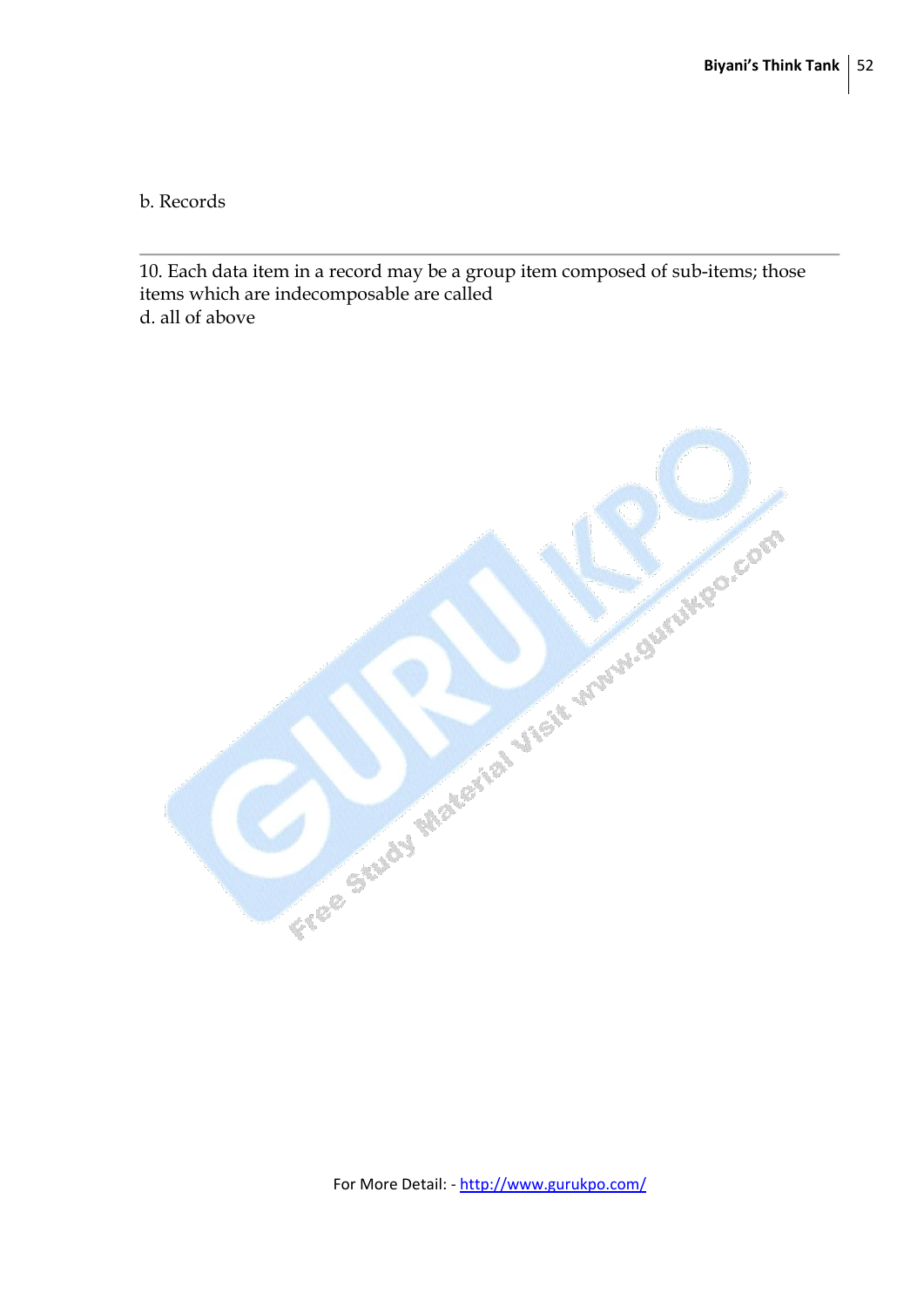b. Records

---

10. Each data item in a record may be a group item composed of sub-items; those items which are indecomposable are called
d. all of above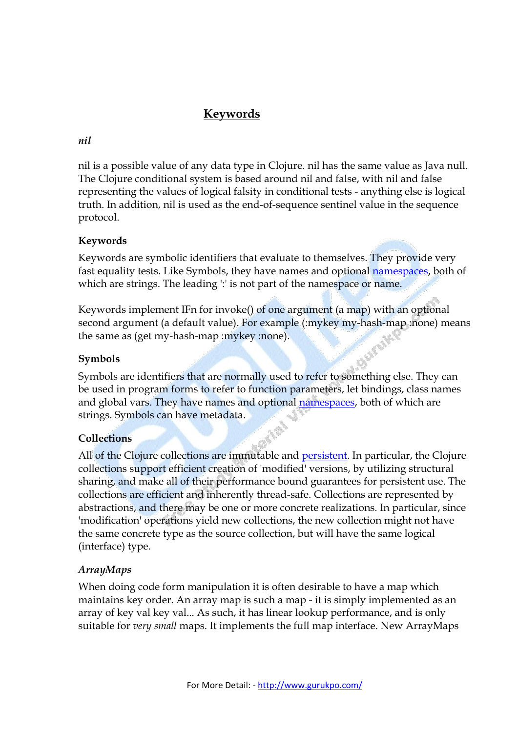## Keywords

*nil*

nil is a possible value of any data type in Clojure. nil has the same value as Java null. The Clojure conditional system is based around nil and false, with nil and false representing the values of logical falsity in conditional tests - anything else is logical truth. In addition, nil is used as the end-of-sequence sentinel value in the sequence protocol.

**Keywords**

Keywords are symbolic identifiers that evaluate to themselves. They provide very fast equality tests. Like Symbols, they have names and optional namespaces, both of which are strings. The leading ':' is not part of the namespace or name.

Keywords implement IFn for invoke() of one argument (a map) with an optional second argument (a default value). For example (:mykey my-hash-map :none) means the same as (get my-hash-map :mykey :none).

**Symbols**

Symbols are identifiers that are normally used to refer to something else. They can be used in program forms to refer to function parameters, let bindings, class names and global vars. They have names and optional namespaces, both of which are strings. Symbols can have metadata.

**Collections**

All of the Clojure collections are immutable and persistent. In particular, the Clojure collections support efficient creation of 'modified' versions, by utilizing structural sharing, and make all of their performance bound guarantees for persistent use. The collections are efficient and inherently thread-safe. Collections are represented by abstractions, and there may be one or more concrete realizations. In particular, since 'modification' operations yield new collections, the new collection might not have the same concrete type as the source collection, but will have the same logical (interface) type.

*ArrayMaps*

When doing code form manipulation it is often desirable to have a map which maintains key order. An array map is such a map - it is simply implemented as an array of key val key val... As such, it has linear lookup performance, and is only suitable for *very small* maps. It implements the full map interface. New ArrayMaps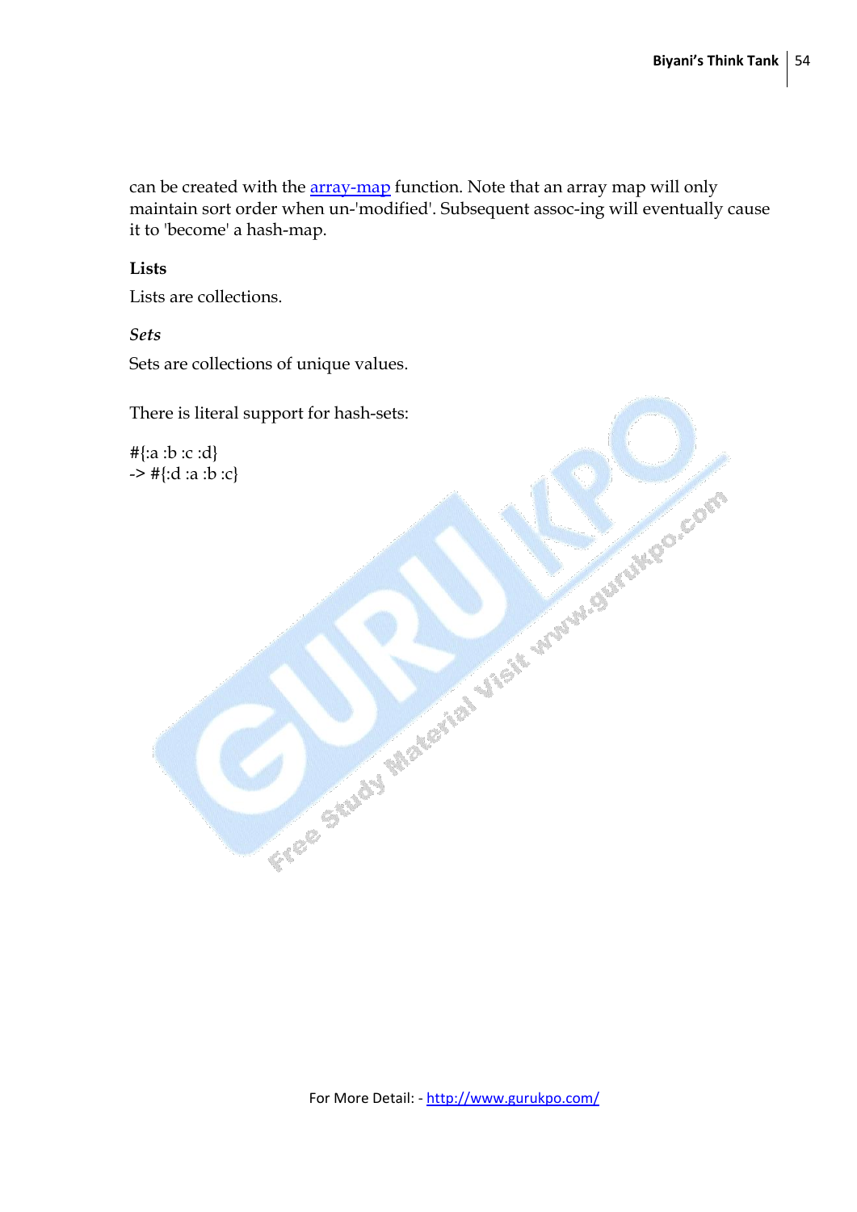can be created with the array-map function. Note that an array map will only maintain sort order when un-'modified'. Subsequent assoc-ing will eventually cause it to 'become' a hash-map.

### Lists

Lists are collections.

### *Sets*

Sets are collections of unique values.

There is literal support for hash-sets:

```
#{:a :b :c :d}
-> #{:d :a :b :c}
```